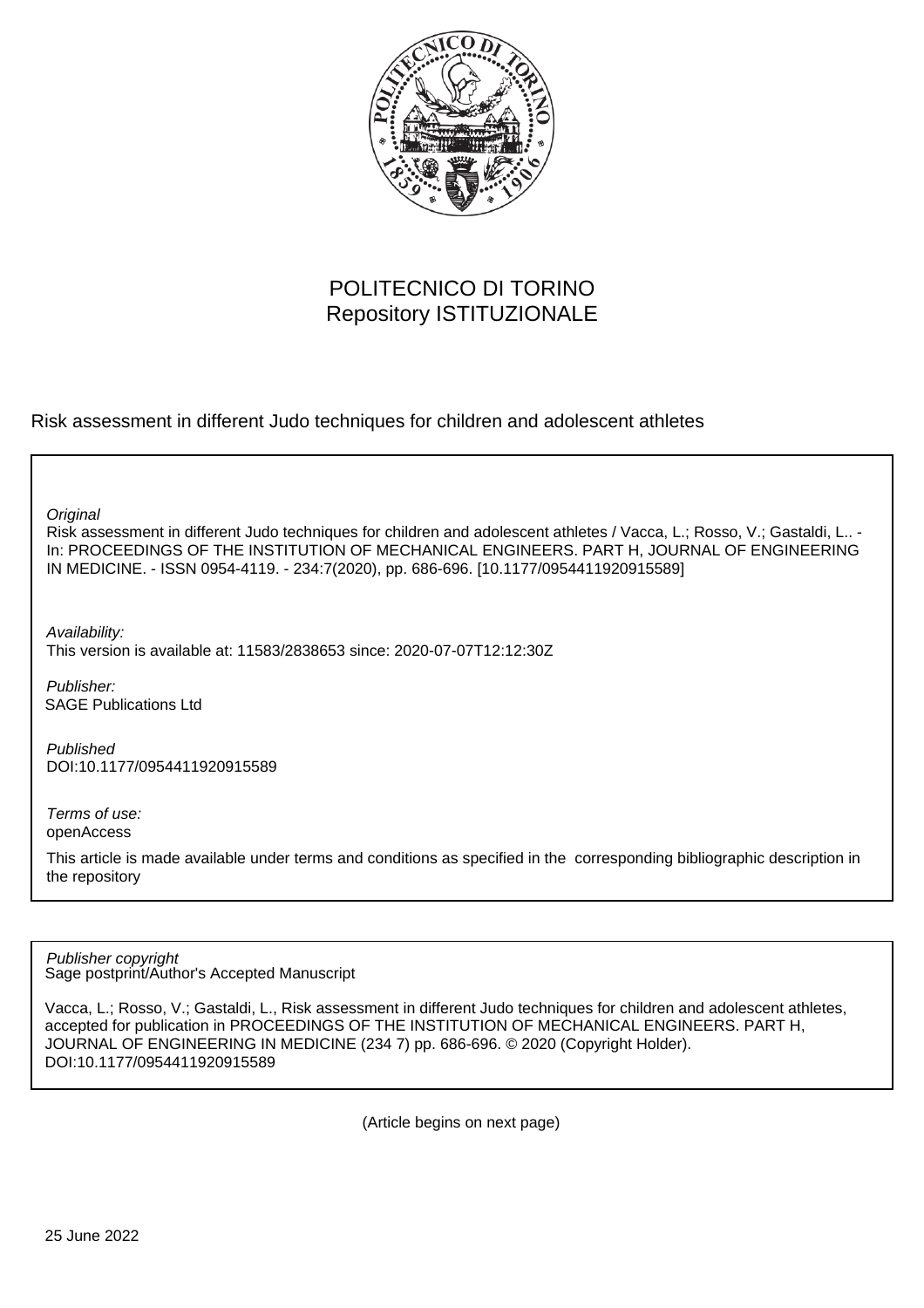POLITECNICO DI TORINO
Repository ISTITUZIONALE

Risk assessment in different Judo techniques for children and adolescent athletes

*Original*
Risk assessment in different Judo techniques for children and adolescent athletes / Vacca, L.; Rosso, V.; Gastaldi, L.. - In: PROCEEDINGS OF THE INSTITUTION OF MECHANICAL ENGINEERS. PART H, JOURNAL OF ENGINEERING IN MEDICINE. - ISSN 0954-4119. - 234:7(2020), pp. 686-696. [10.1177/0954411920915589]

*Availability:*
This version is available at: 11583/2838653 since: 2020-07-07T12:12:30Z

*Publisher:*
SAGE Publications Ltd

*Published*
DOI:10.1177/0954411920915589

*Terms of use:*
openAccess

This article is made available under terms and conditions as specified in the corresponding bibliographic description in the repository

*Publisher copyright*
Sage postprint/Author's Accepted Manuscript

Vacca, L.; Rosso, V.; Gastaldi, L., Risk assessment in different Judo techniques for children and adolescent athletes, accepted for publication in PROCEEDINGS OF THE INSTITUTION OF MECHANICAL ENGINEERS. PART H, JOURNAL OF ENGINEERING IN MEDICINE (234 7) pp. 686-696. © 2020 (Copyright Holder). DOI:10.1177/0954411920915589

(Article begins on next page)

25 June 2022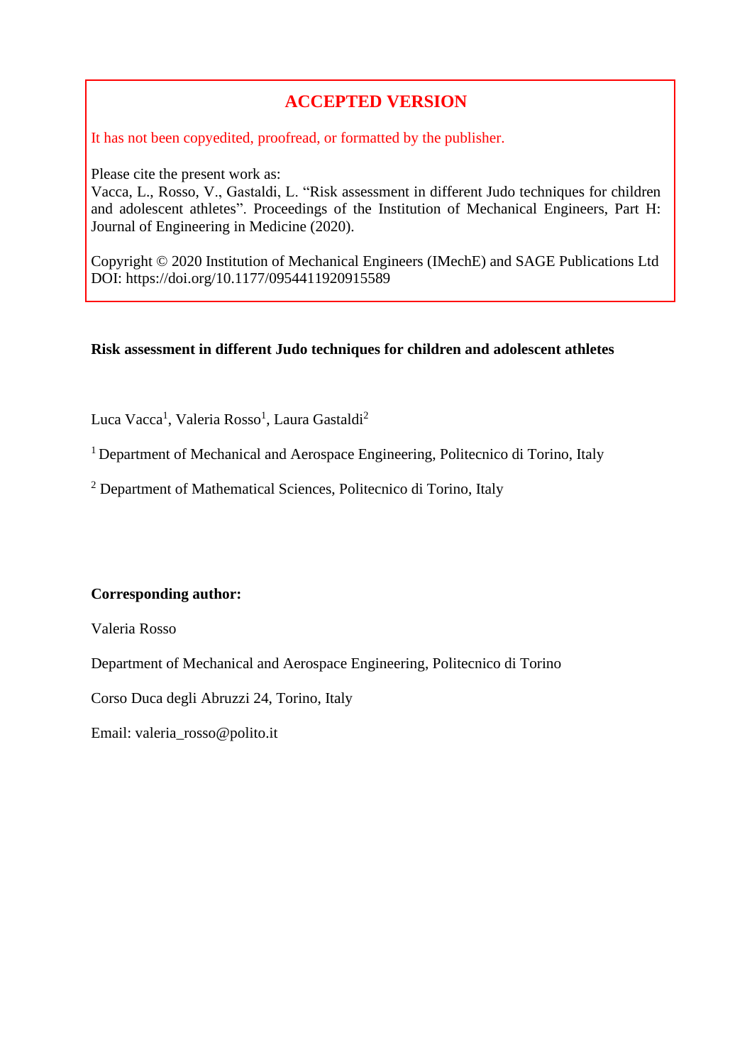**ACCEPTED VERSION**

It has not been copyedited, proofread, or formatted by the publisher.

Please cite the present work as:
Vacca, L., Rosso, V., Gastaldi, L. "Risk assessment in different Judo techniques for children and adolescent athletes". Proceedings of the Institution of Mechanical Engineers, Part H: Journal of Engineering in Medicine (2020).

Copyright © 2020 Institution of Mechanical Engineers (IMechE) and SAGE Publications Ltd
DOI: https://doi.org/10.1177/0954411920915589

**Risk assessment in different Judo techniques for children and adolescent athletes**

Luca Vacca[1], Valeria Rosso[1], Laura Gastaldi[2]

[1] Department of Mechanical and Aerospace Engineering, Politecnico di Torino, Italy

[2] Department of Mathematical Sciences, Politecnico di Torino, Italy

**Corresponding author:**

Valeria Rosso

Department of Mechanical and Aerospace Engineering, Politecnico di Torino

Corso Duca degli Abruzzi 24, Torino, Italy

Email: valeria_rosso@polito.it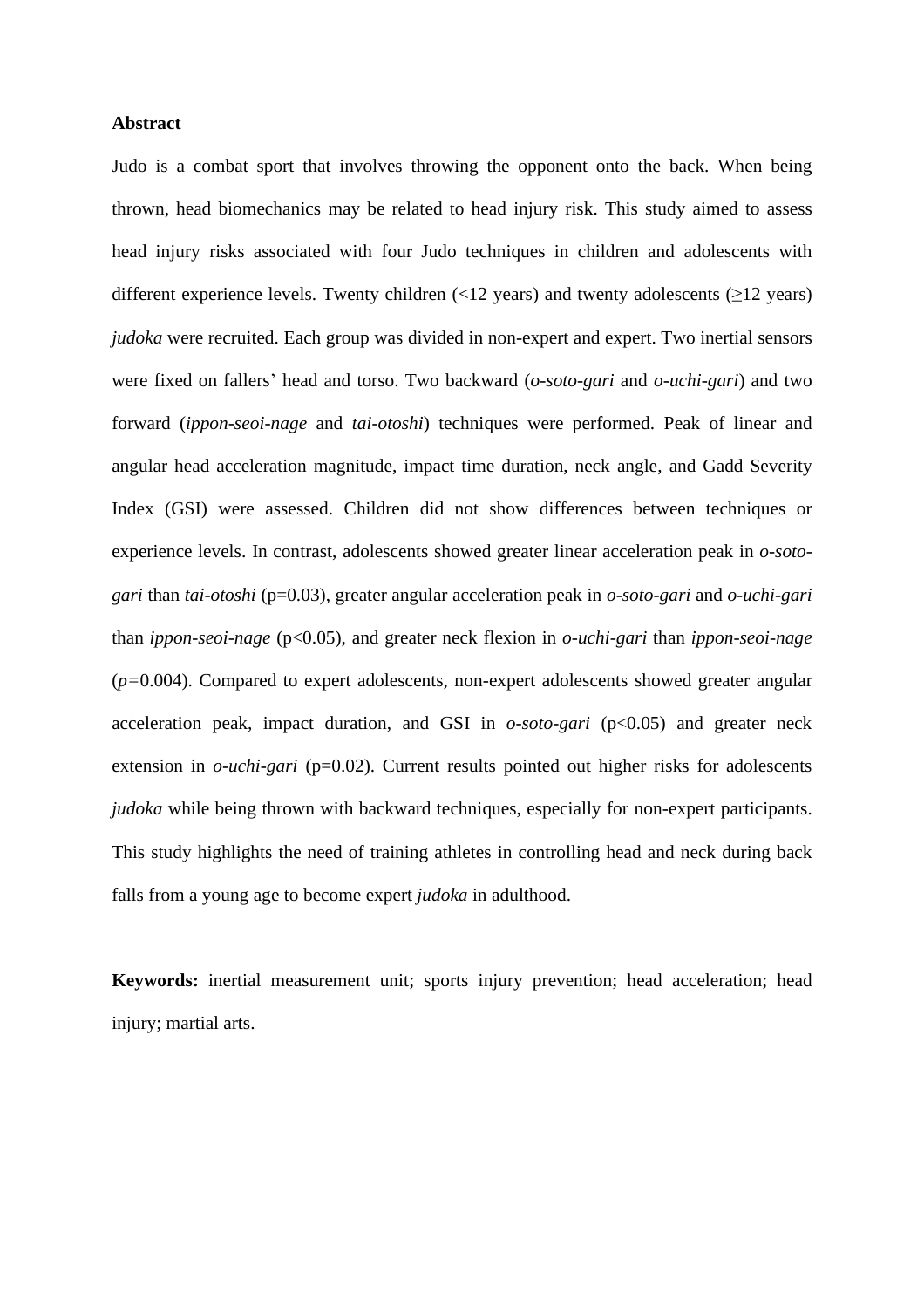**Abstract**

Judo is a combat sport that involves throwing the opponent onto the back. When being thrown, head biomechanics may be related to head injury risk. This study aimed to assess head injury risks associated with four Judo techniques in children and adolescents with different experience levels. Twenty children (<12 years) and twenty adolescents (≥12 years) *judoka* were recruited. Each group was divided in non-expert and expert. Two inertial sensors were fixed on fallers' head and torso. Two backward (*o-soto-gari* and *o-uchi-gari*) and two forward (*ippon-seoi-nage* and *tai-otoshi*) techniques were performed. Peak of linear and angular head acceleration magnitude, impact time duration, neck angle, and Gadd Severity Index (GSI) were assessed. Children did not show differences between techniques or experience levels. In contrast, adolescents showed greater linear acceleration peak in *o-soto-gari* than *tai-otoshi* ($p=0.03$), greater angular acceleration peak in *o-soto-gari* and *o-uchi-gari* than *ippon-seoi-nage* ($p<0.05$), and greater neck flexion in *o-uchi-gari* than *ippon-seoi-nage* ($p=0.004$). Compared to expert adolescents, non-expert adolescents showed greater angular acceleration peak, impact duration, and GSI in *o-soto-gari* ($p<0.05$) and greater neck extension in *o-uchi-gari* ($p=0.02$). Current results pointed out higher risks for adolescents *judoka* while being thrown with backward techniques, especially for non-expert participants. This study highlights the need of training athletes in controlling head and neck during back falls from a young age to become expert *judoka* in adulthood.

**Keywords:** inertial measurement unit; sports injury prevention; head acceleration; head injury; martial arts.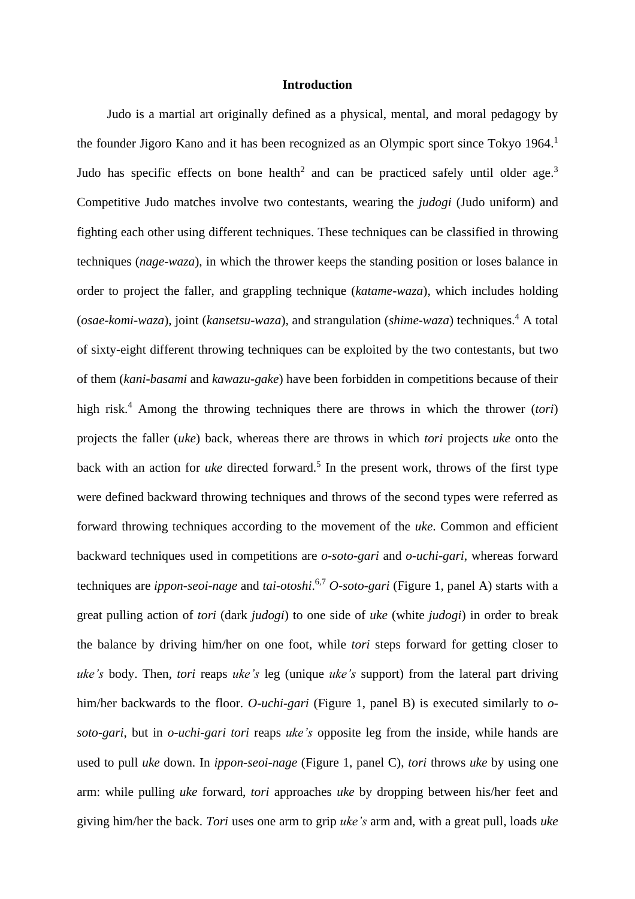## Introduction

Judo is a martial art originally defined as a physical, mental, and moral pedagogy by the founder Jigoro Kano and it has been recognized as an Olympic sport since Tokyo 1964.[1] Judo has specific effects on bone health[2] and can be practiced safely until older age.[3] Competitive Judo matches involve two contestants, wearing the *judogi* (Judo uniform) and fighting each other using different techniques. These techniques can be classified in throwing techniques (*nage-waza*), in which the thrower keeps the standing position or loses balance in order to project the faller, and grappling technique (*katame-waza*), which includes holding (*osae-komi-waza*), joint (*kansetsu-waza*), and strangulation (*shime-waza*) techniques.[4] A total of sixty-eight different throwing techniques can be exploited by the two contestants, but two of them (*kani-basami* and *kawazu-gake*) have been forbidden in competitions because of their high risk.[4] Among the throwing techniques there are throws in which the thrower (*tori*) projects the faller (*uke*) back, whereas there are throws in which *tori* projects *uke* onto the back with an action for *uke* directed forward.[5] In the present work, throws of the first type were defined backward throwing techniques and throws of the second types were referred as forward throwing techniques according to the movement of the *uke*. Common and efficient backward techniques used in competitions are *o-soto-gari* and *o-uchi-gari*, whereas forward techniques are *ippon-seoi-nage* and *tai-otoshi*.[6,7] *O-soto-gari* (Figure 1, panel A) starts with a great pulling action of *tori* (dark *judogi*) to one side of *uke* (white *judogi*) in order to break the balance by driving him/her on one foot, while *tori* steps forward for getting closer to *uke's* body. Then, *tori* reaps *uke's* leg (unique *uke's* support) from the lateral part driving him/her backwards to the floor. *O-uchi-gari* (Figure 1, panel B) is executed similarly to *o-soto-gari*, but in *o-uchi-gari tori* reaps *uke's* opposite leg from the inside, while hands are used to pull *uke* down. In *ippon-seoi-nage* (Figure 1, panel C), *tori* throws *uke* by using one arm: while pulling *uke* forward, *tori* approaches *uke* by dropping between his/her feet and giving him/her the back. *Tori* uses one arm to grip *uke's* arm and, with a great pull, loads *uke*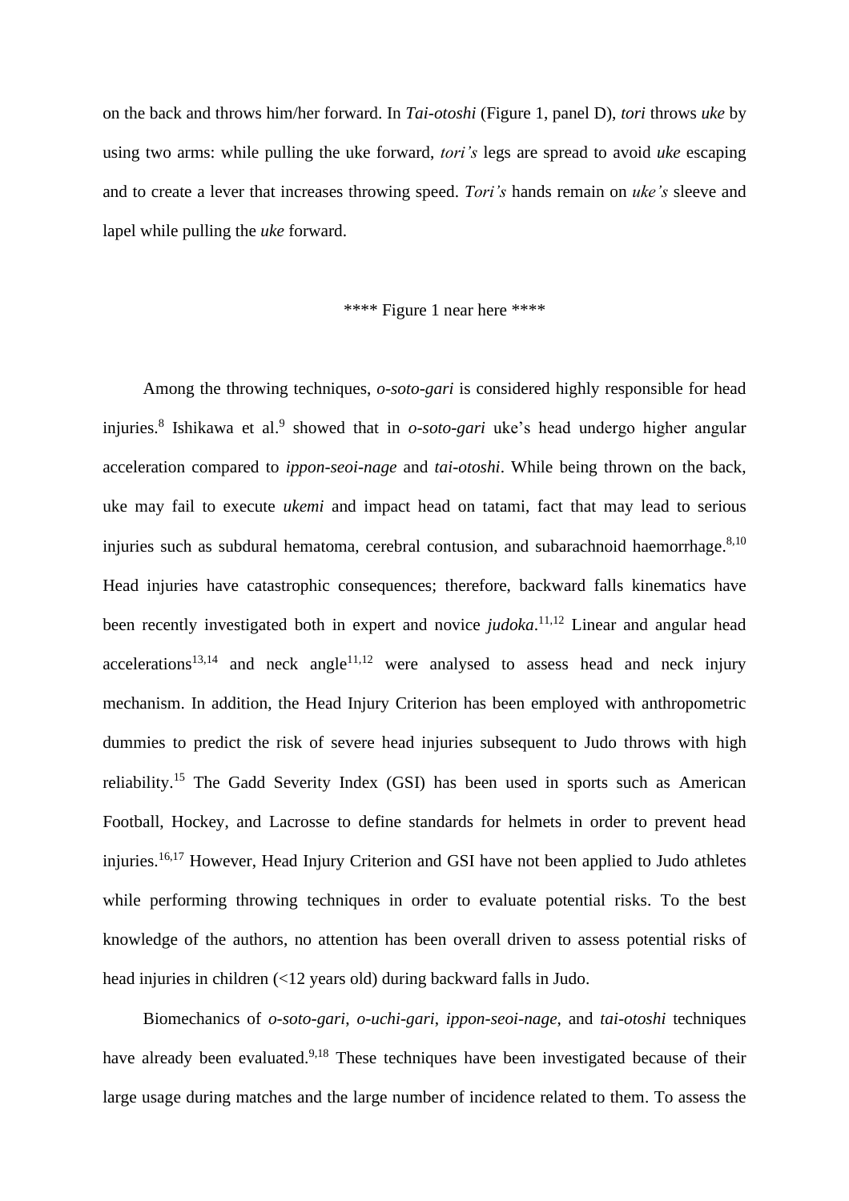on the back and throws him/her forward. In *Tai-otoshi* (Figure 1, panel D), *tori* throws *uke* by using two arms: while pulling the uke forward, *tori's* legs are spread to avoid *uke* escaping and to create a lever that increases throwing speed. *Tori's* hands remain on *uke's* sleeve and lapel while pulling the *uke* forward.

**** Figure 1 near here ****

Among the throwing techniques, *o-soto-gari* is considered highly responsible for head injuries.[8] Ishikawa et al.[9] showed that in *o-soto-gari* uke's head undergo higher angular acceleration compared to *ippon-seoi-nage* and *tai-otoshi*. While being thrown on the back, uke may fail to execute *ukemi* and impact head on tatami, fact that may lead to serious injuries such as subdural hematoma, cerebral contusion, and subarachnoid haemorrhage.[8,10] Head injuries have catastrophic consequences; therefore, backward falls kinematics have been recently investigated both in expert and novice *judoka*.[11,12] Linear and angular head accelerations[13,14] and neck angle[11,12] were analysed to assess head and neck injury mechanism. In addition, the Head Injury Criterion has been employed with anthropometric dummies to predict the risk of severe head injuries subsequent to Judo throws with high reliability.[15] The Gadd Severity Index (GSI) has been used in sports such as American Football, Hockey, and Lacrosse to define standards for helmets in order to prevent head injuries.[16,17] However, Head Injury Criterion and GSI have not been applied to Judo athletes while performing throwing techniques in order to evaluate potential risks. To the best knowledge of the authors, no attention has been overall driven to assess potential risks of head injuries in children (<12 years old) during backward falls in Judo.

Biomechanics of *o-soto-gari*, *o-uchi-gari*, *ippon-seoi-nage*, and *tai-otoshi* techniques have already been evaluated.[9,18] These techniques have been investigated because of their large usage during matches and the large number of incidence related to them. To assess the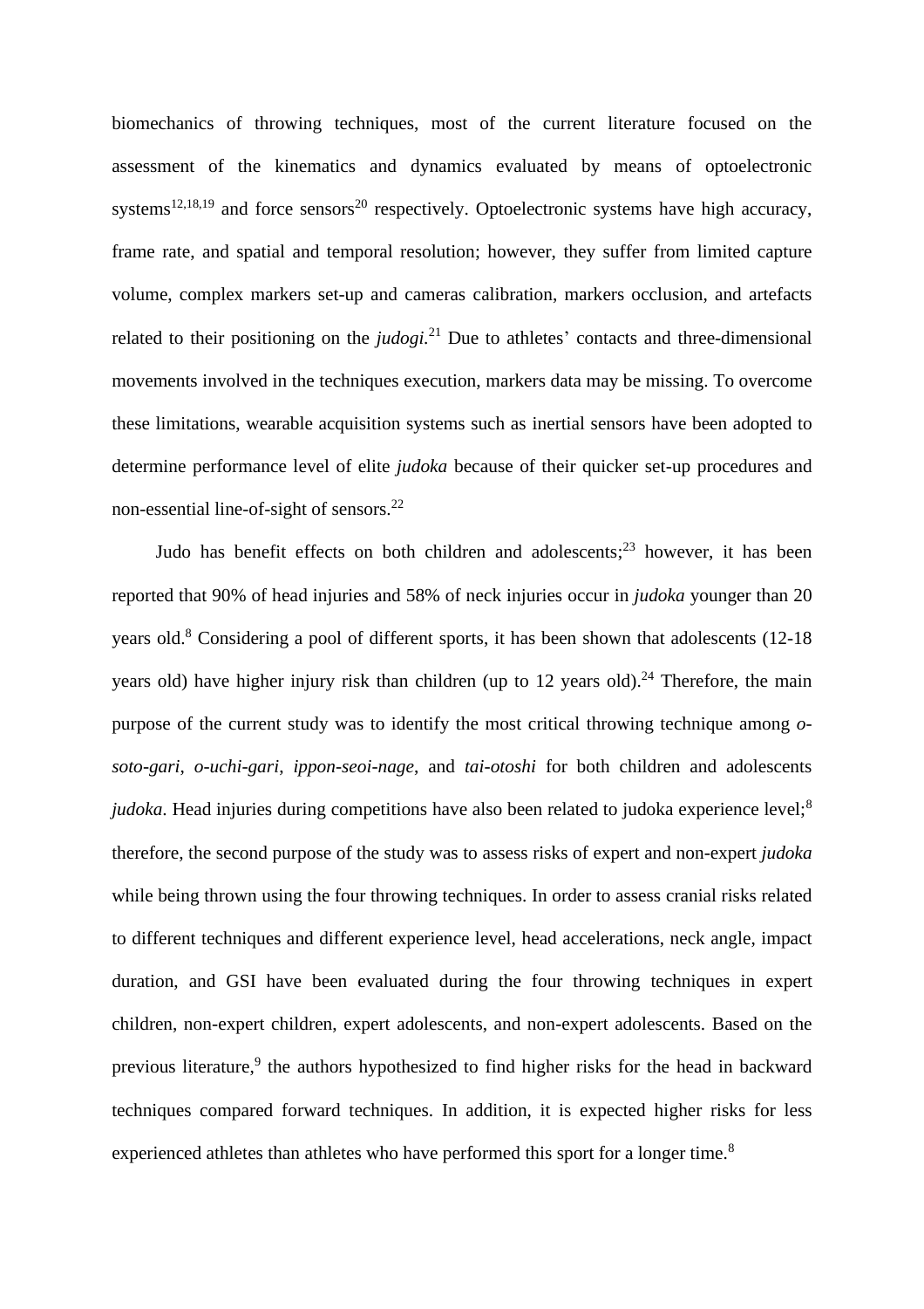biomechanics of throwing techniques, most of the current literature focused on the assessment of the kinematics and dynamics evaluated by means of optoelectronic systems[12,18,19] and force sensors[20] respectively. Optoelectronic systems have high accuracy, frame rate, and spatial and temporal resolution; however, they suffer from limited capture volume, complex markers set-up and cameras calibration, markers occlusion, and artefacts related to their positioning on the *judogi*.[21] Due to athletes' contacts and three-dimensional movements involved in the techniques execution, markers data may be missing. To overcome these limitations, wearable acquisition systems such as inertial sensors have been adopted to determine performance level of elite *judoka* because of their quicker set-up procedures and non-essential line-of-sight of sensors.[22]

Judo has benefit effects on both children and adolescents;[23] however, it has been reported that 90% of head injuries and 58% of neck injuries occur in *judoka* younger than 20 years old.[8] Considering a pool of different sports, it has been shown that adolescents (12-18 years old) have higher injury risk than children (up to 12 years old).[24] Therefore, the main purpose of the current study was to identify the most critical throwing technique among *o-soto-gari*, *o-uchi-gari*, *ippon-seoi-nage*, and *tai-otoshi* for both children and adolescents *judoka*. Head injuries during competitions have also been related to judoka experience level;[8] therefore, the second purpose of the study was to assess risks of expert and non-expert *judoka* while being thrown using the four throwing techniques. In order to assess cranial risks related to different techniques and different experience level, head accelerations, neck angle, impact duration, and GSI have been evaluated during the four throwing techniques in expert children, non-expert children, expert adolescents, and non-expert adolescents. Based on the previous literature,[9] the authors hypothesized to find higher risks for the head in backward techniques compared forward techniques. In addition, it is expected higher risks for less experienced athletes than athletes who have performed this sport for a longer time.[8]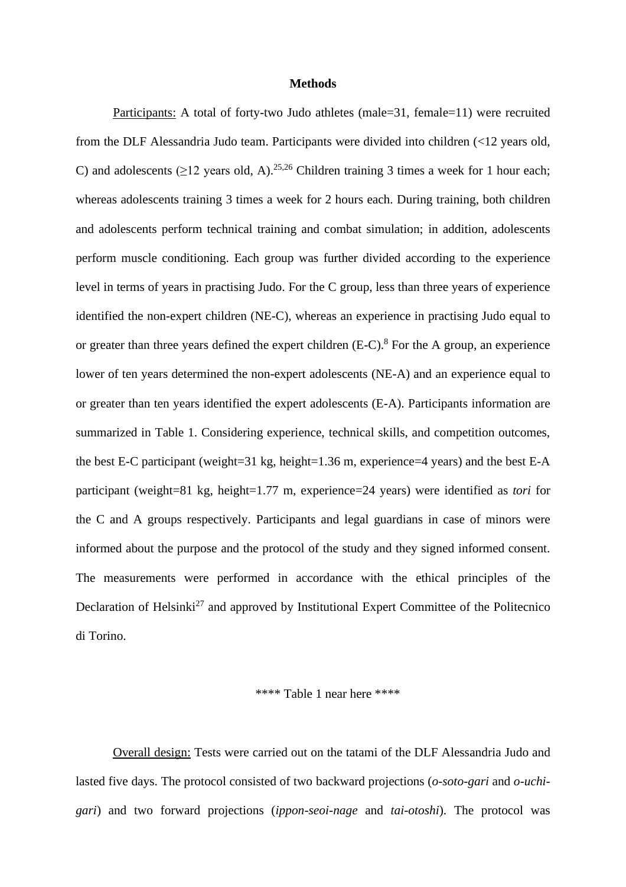## Methods

Participants: A total of forty-two Judo athletes (male=31, female=11) were recruited from the DLF Alessandria Judo team. Participants were divided into children (<12 years old, C) and adolescents (≥12 years old, A).[25,26] Children training 3 times a week for 1 hour each; whereas adolescents training 3 times a week for 2 hours each. During training, both children and adolescents perform technical training and combat simulation; in addition, adolescents perform muscle conditioning. Each group was further divided according to the experience level in terms of years in practising Judo. For the C group, less than three years of experience identified the non-expert children (NE-C), whereas an experience in practising Judo equal to or greater than three years defined the expert children (E-C).[8] For the A group, an experience lower of ten years determined the non-expert adolescents (NE-A) and an experience equal to or greater than ten years identified the expert adolescents (E-A). Participants information are summarized in Table 1. Considering experience, technical skills, and competition outcomes, the best E-C participant (weight=31 kg, height=1.36 m, experience=4 years) and the best E-A participant (weight=81 kg, height=1.77 m, experience=24 years) were identified as *tori* for the C and A groups respectively. Participants and legal guardians in case of minors were informed about the purpose and the protocol of the study and they signed informed consent. The measurements were performed in accordance with the ethical principles of the Declaration of Helsinki[27] and approved by Institutional Expert Committee of the Politecnico di Torino.

**** Table 1 near here ****

Overall design: Tests were carried out on the tatami of the DLF Alessandria Judo and lasted five days. The protocol consisted of two backward projections (*o-soto-gari* and *o-uchi-gari*) and two forward projections (*ippon-seoi-nage* and *tai-otoshi*). The protocol was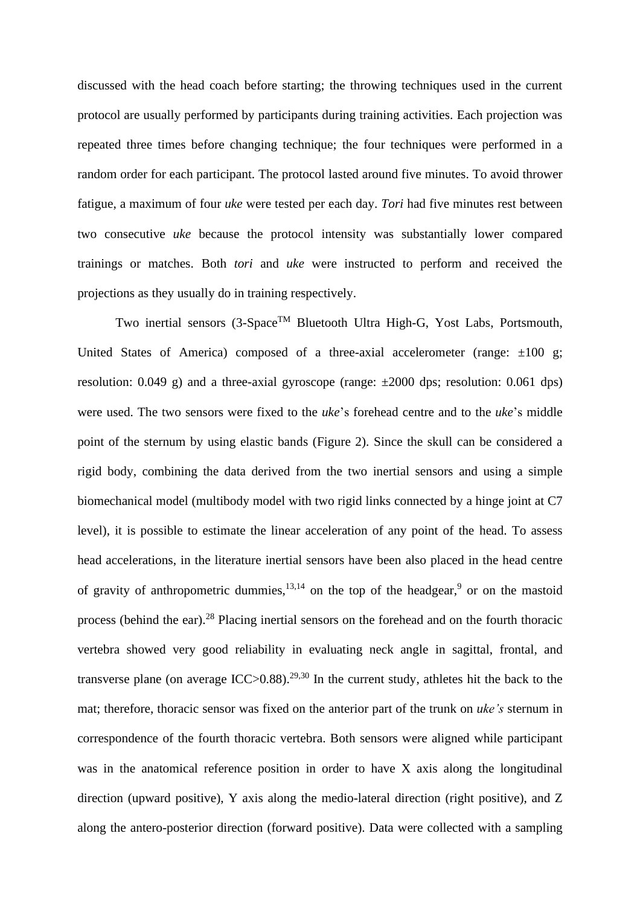discussed with the head coach before starting; the throwing techniques used in the current protocol are usually performed by participants during training activities. Each projection was repeated three times before changing technique; the four techniques were performed in a random order for each participant. The protocol lasted around five minutes. To avoid thrower fatigue, a maximum of four *uke* were tested per each day. *Tori* had five minutes rest between two consecutive *uke* because the protocol intensity was substantially lower compared trainings or matches. Both *tori* and *uke* were instructed to perform and received the projections as they usually do in training respectively.

Two inertial sensors (3-Space™ Bluetooth Ultra High-G, Yost Labs, Portsmouth, United States of America) composed of a three-axial accelerometer (range: ±100 g; resolution: 0.049 g) and a three-axial gyroscope (range: ±2000 dps; resolution: 0.061 dps) were used. The two sensors were fixed to the *uke*'s forehead centre and to the *uke*'s middle point of the sternum by using elastic bands (Figure 2). Since the skull can be considered a rigid body, combining the data derived from the two inertial sensors and using a simple biomechanical model (multibody model with two rigid links connected by a hinge joint at C7 level), it is possible to estimate the linear acceleration of any point of the head. To assess head accelerations, in the literature inertial sensors have been also placed in the head centre of gravity of anthropometric dummies,[13,14] on the top of the headgear,[9] or on the mastoid process (behind the ear).[28] Placing inertial sensors on the forehead and on the fourth thoracic vertebra showed very good reliability in evaluating neck angle in sagittal, frontal, and transverse plane (on average ICC>0.88).[29,30] In the current study, athletes hit the back to the mat; therefore, thoracic sensor was fixed on the anterior part of the trunk on *uke's* sternum in correspondence of the fourth thoracic vertebra. Both sensors were aligned while participant was in the anatomical reference position in order to have X axis along the longitudinal direction (upward positive), Y axis along the medio-lateral direction (right positive), and Z along the antero-posterior direction (forward positive). Data were collected with a sampling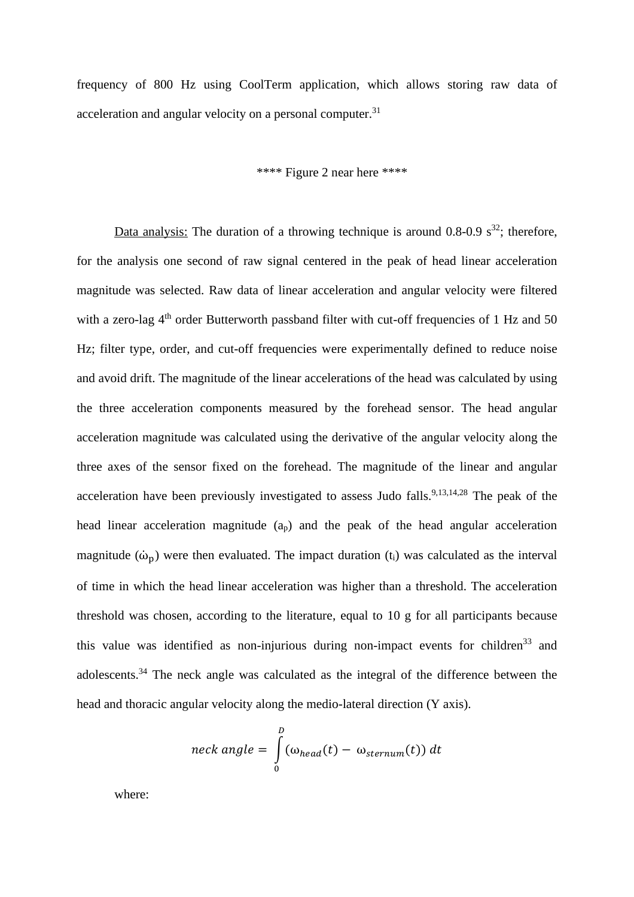frequency of 800 Hz using CoolTerm application, which allows storing raw data of acceleration and angular velocity on a personal computer.[31]

**** Figure 2 near here ****

Data analysis: The duration of a throwing technique is around 0.8-0.9 s[32]; therefore, for the analysis one second of raw signal centered in the peak of head linear acceleration magnitude was selected. Raw data of linear acceleration and angular velocity were filtered with a zero-lag 4th order Butterworth passband filter with cut-off frequencies of 1 Hz and 50 Hz; filter type, order, and cut-off frequencies were experimentally defined to reduce noise and avoid drift. The magnitude of the linear accelerations of the head was calculated by using the three acceleration components measured by the forehead sensor. The head angular acceleration magnitude was calculated using the derivative of the angular velocity along the three axes of the sensor fixed on the forehead. The magnitude of the linear and angular acceleration have been previously investigated to assess Judo falls.[9,13,14,28] The peak of the head linear acceleration magnitude ($a_p$) and the peak of the head angular acceleration magnitude ($\dot{\omega}_p$) were then evaluated. The impact duration ($t_i$) was calculated as the interval of time in which the head linear acceleration was higher than a threshold. The acceleration threshold was chosen, according to the literature, equal to 10 g for all participants because this value was identified as non-injurious during non-impact events for children[33] and adolescents.[34] The neck angle was calculated as the integral of the difference between the head and thoracic angular velocity along the medio-lateral direction (Y axis).

$$neck\ angle = \int_0^D (\omega_{head}(t) - \omega_{sternum}(t))\, dt$$

where: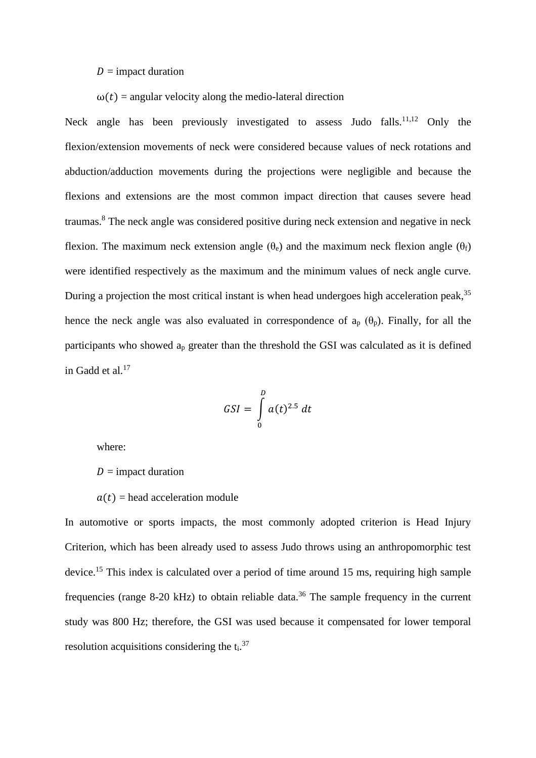$D$ = impact duration

$\omega(t)$ = angular velocity along the medio-lateral direction

Neck angle has been previously investigated to assess Judo falls.[11,12] Only the flexion/extension movements of neck were considered because values of neck rotations and abduction/adduction movements during the projections were negligible and because the flexions and extensions are the most common impact direction that causes severe head traumas.[8] The neck angle was considered positive during neck extension and negative in neck flexion. The maximum neck extension angle ($\theta_e$) and the maximum neck flexion angle ($\theta_f$) were identified respectively as the maximum and the minimum values of neck angle curve. During a projection the most critical instant is when head undergoes high acceleration peak,[35] hence the neck angle was also evaluated in correspondence of $a_p$ ($\theta_p$). Finally, for all the participants who showed $a_p$ greater than the threshold the GSI was calculated as it is defined in Gadd et al.[17]

$$GSI = \int_0^D a(t)^{2.5}\, dt$$

where:

$D$ = impact duration

$a(t)$ = head acceleration module

In automotive or sports impacts, the most commonly adopted criterion is Head Injury Criterion, which has been already used to assess Judo throws using an anthropomorphic test device.[15] This index is calculated over a period of time around 15 ms, requiring high sample frequencies (range 8-20 kHz) to obtain reliable data.[36] The sample frequency in the current study was 800 Hz; therefore, the GSI was used because it compensated for lower temporal resolution acquisitions considering the $t_i$.[37]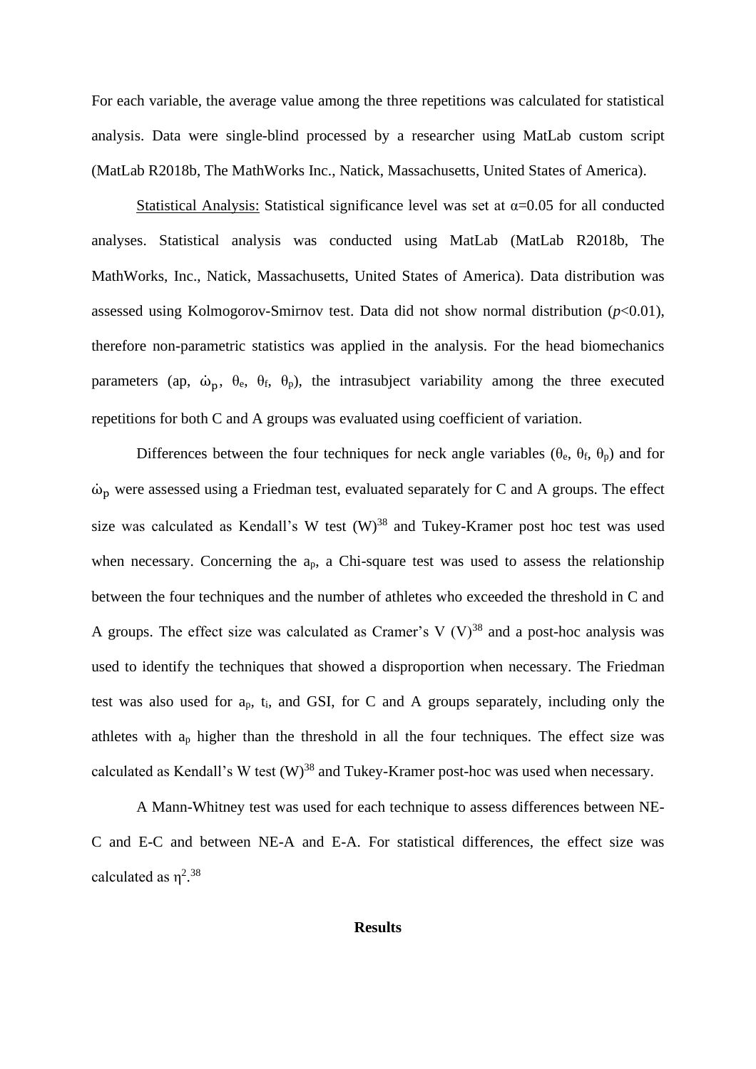For each variable, the average value among the three repetitions was calculated for statistical analysis. Data were single-blind processed by a researcher using MatLab custom script (MatLab R2018b, The MathWorks Inc., Natick, Massachusetts, United States of America).

Statistical Analysis: Statistical significance level was set at $\alpha$=0.05 for all conducted analyses. Statistical analysis was conducted using MatLab (MatLab R2018b, The MathWorks, Inc., Natick, Massachusetts, United States of America). Data distribution was assessed using Kolmogorov-Smirnov test. Data did not show normal distribution ($p$<0.01), therefore non-parametric statistics was applied in the analysis. For the head biomechanics parameters (ap, $\dot{\omega}_p$, $\theta_e$, $\theta_f$, $\theta_p$), the intrasubject variability among the three executed repetitions for both C and A groups was evaluated using coefficient of variation.

Differences between the four techniques for neck angle variables ($\theta_e$, $\theta_f$, $\theta_p$) and for $\dot{\omega}_p$ were assessed using a Friedman test, evaluated separately for C and A groups. The effect size was calculated as Kendall's W test (W)[38] and Tukey-Kramer post hoc test was used when necessary. Concerning the $a_p$, a Chi-square test was used to assess the relationship between the four techniques and the number of athletes who exceeded the threshold in C and A groups. The effect size was calculated as Cramer's V (V)[38] and a post-hoc analysis was used to identify the techniques that showed a disproportion when necessary. The Friedman test was also used for $a_p$, $t_i$, and GSI, for C and A groups separately, including only the athletes with $a_p$ higher than the threshold in all the four techniques. The effect size was calculated as Kendall's W test (W)[38] and Tukey-Kramer post-hoc was used when necessary.

A Mann-Whitney test was used for each technique to assess differences between NE-C and E-C and between NE-A and E-A. For statistical differences, the effect size was calculated as $\eta^2$.[38]

## Results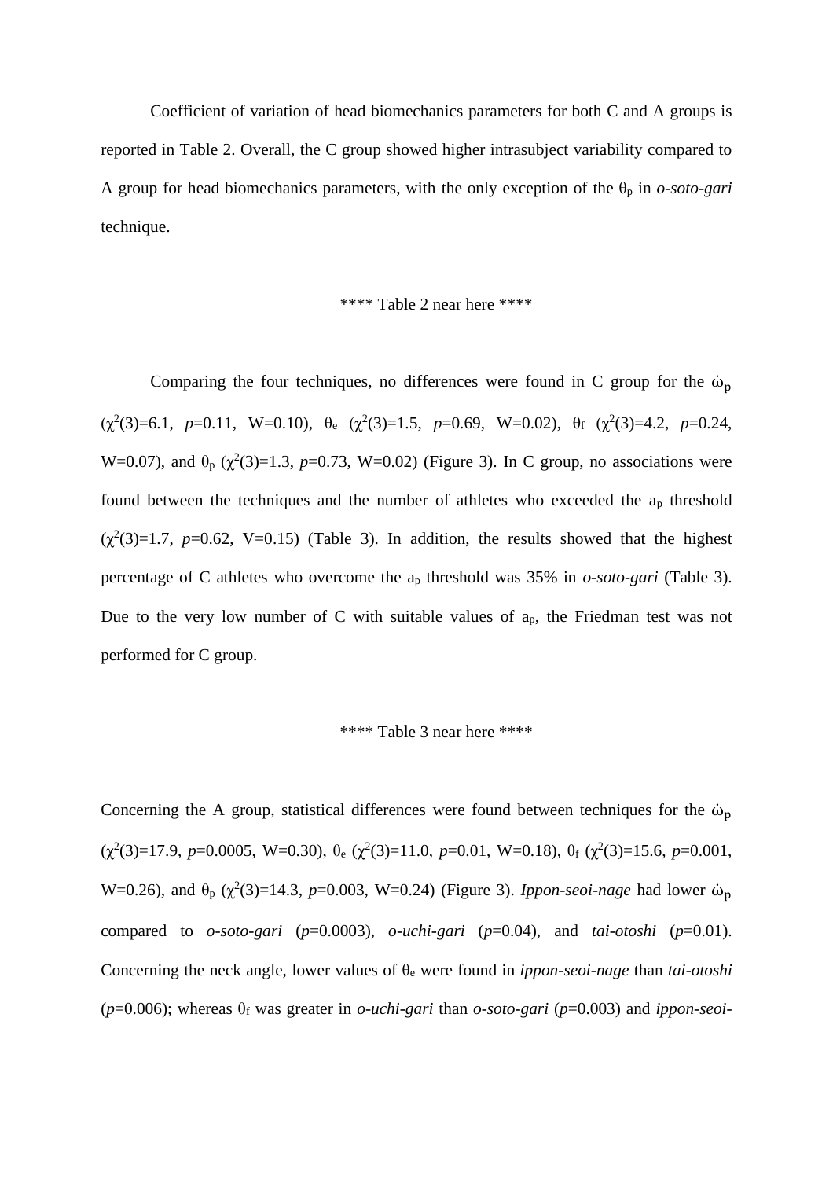Coefficient of variation of head biomechanics parameters for both C and A groups is reported in Table 2. Overall, the C group showed higher intrasubject variability compared to A group for head biomechanics parameters, with the only exception of the $\theta_p$ in *o-soto-gari* technique.

**** Table 2 near here ****

Comparing the four techniques, no differences were found in C group for the $\dot{\omega}_p$ ($\chi^2(3)=6.1$, $p=0.11$, W=0.10), $\theta_e$ ($\chi^2(3)=1.5$, $p=0.69$, W=0.02), $\theta_f$ ($\chi^2(3)=4.2$, $p=0.24$, W=0.07), and $\theta_p$ ($\chi^2(3)=1.3$, $p=0.73$, W=0.02) (Figure 3). In C group, no associations were found between the techniques and the number of athletes who exceeded the $a_p$ threshold ($\chi^2(3)=1.7$, $p=0.62$, V=0.15) (Table 3). In addition, the results showed that the highest percentage of C athletes who overcome the $a_p$ threshold was 35% in *o-soto-gari* (Table 3). Due to the very low number of C with suitable values of $a_p$, the Friedman test was not performed for C group.

**** Table 3 near here ****

Concerning the A group, statistical differences were found between techniques for the $\dot{\omega}_p$ ($\chi^2(3)=17.9$, $p=0.0005$, W=0.30), $\theta_e$ ($\chi^2(3)=11.0$, $p=0.01$, W=0.18), $\theta_f$ ($\chi^2(3)=15.6$, $p=0.001$, W=0.26), and $\theta_p$ ($\chi^2(3)=14.3$, $p=0.003$, W=0.24) (Figure 3). *Ippon-seoi-nage* had lower $\dot{\omega}_p$ compared to *o-soto-gari* ($p=0.0003$), *o-uchi-gari* ($p=0.04$), and *tai-otoshi* ($p=0.01$). Concerning the neck angle, lower values of $\theta_e$ were found in *ippon-seoi-nage* than *tai-otoshi* ($p=0.006$); whereas $\theta_f$ was greater in *o-uchi-gari* than *o-soto-gari* ($p=0.003$) and *ippon-seoi-*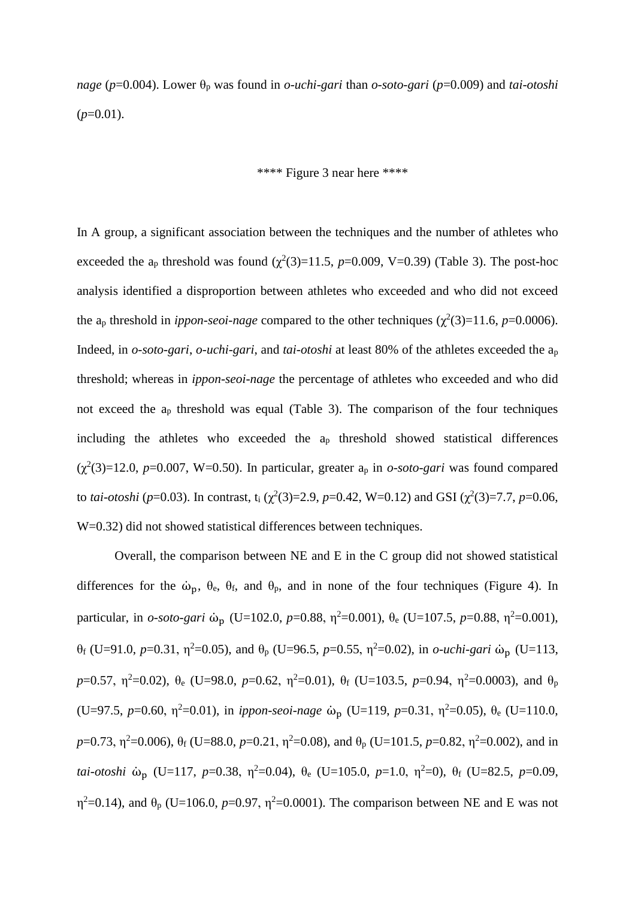*nage* ($p$=0.004). Lower $\theta_p$ was found in *o-uchi-gari* than *o-soto-gari* ($p$=0.009) and *tai-otoshi* ($p$=0.01).

**** Figure 3 near here ****

In A group, a significant association between the techniques and the number of athletes who exceeded the $a_p$ threshold was found ($\chi^2$(3)=11.5, $p$=0.009, V=0.39) (Table 3). The post-hoc analysis identified a disproportion between athletes who exceeded and who did not exceed the $a_p$ threshold in *ippon-seoi-nage* compared to the other techniques ($\chi^2$(3)=11.6, $p$=0.0006). Indeed, in *o-soto-gari*, *o-uchi-gari*, and *tai-otoshi* at least 80% of the athletes exceeded the $a_p$ threshold; whereas in *ippon-seoi-nage* the percentage of athletes who exceeded and who did not exceed the $a_p$ threshold was equal (Table 3). The comparison of the four techniques including the athletes who exceeded the $a_p$ threshold showed statistical differences ($\chi^2$(3)=12.0, $p$=0.007, W=0.50). In particular, greater $a_p$ in *o-soto-gari* was found compared to *tai-otoshi* ($p$=0.03). In contrast, $t_i$ ($\chi^2$(3)=2.9, $p$=0.42, W=0.12) and GSI ($\chi^2$(3)=7.7, $p$=0.06, W=0.32) did not showed statistical differences between techniques.

Overall, the comparison between NE and E in the C group did not showed statistical differences for the $\dot{\omega}_p$, $\theta_e$, $\theta_f$, and $\theta_p$, and in none of the four techniques (Figure 4). In particular, in *o-soto-gari* $\dot{\omega}_p$ (U=102.0, $p$=0.88, $\eta^2$=0.001), $\theta_e$ (U=107.5, $p$=0.88, $\eta^2$=0.001), $\theta_f$ (U=91.0, $p$=0.31, $\eta^2$=0.05), and $\theta_p$ (U=96.5, $p$=0.55, $\eta^2$=0.02), in *o-uchi-gari* $\dot{\omega}_p$ (U=113, $p$=0.57, $\eta^2$=0.02), $\theta_e$ (U=98.0, $p$=0.62, $\eta^2$=0.01), $\theta_f$ (U=103.5, $p$=0.94, $\eta^2$=0.0003), and $\theta_p$ (U=97.5, $p$=0.60, $\eta^2$=0.01), in *ippon-seoi-nage* $\dot{\omega}_p$ (U=119, $p$=0.31, $\eta^2$=0.05), $\theta_e$ (U=110.0, $p$=0.73, $\eta^2$=0.006), $\theta_f$ (U=88.0, $p$=0.21, $\eta^2$=0.08), and $\theta_p$ (U=101.5, $p$=0.82, $\eta^2$=0.002), and in *tai-otoshi* $\dot{\omega}_p$ (U=117, $p$=0.38, $\eta^2$=0.04), $\theta_e$ (U=105.0, $p$=1.0, $\eta^2$=0), $\theta_f$ (U=82.5, $p$=0.09, $\eta^2$=0.14), and $\theta_p$ (U=106.0, $p$=0.97, $\eta^2$=0.0001). The comparison between NE and E was not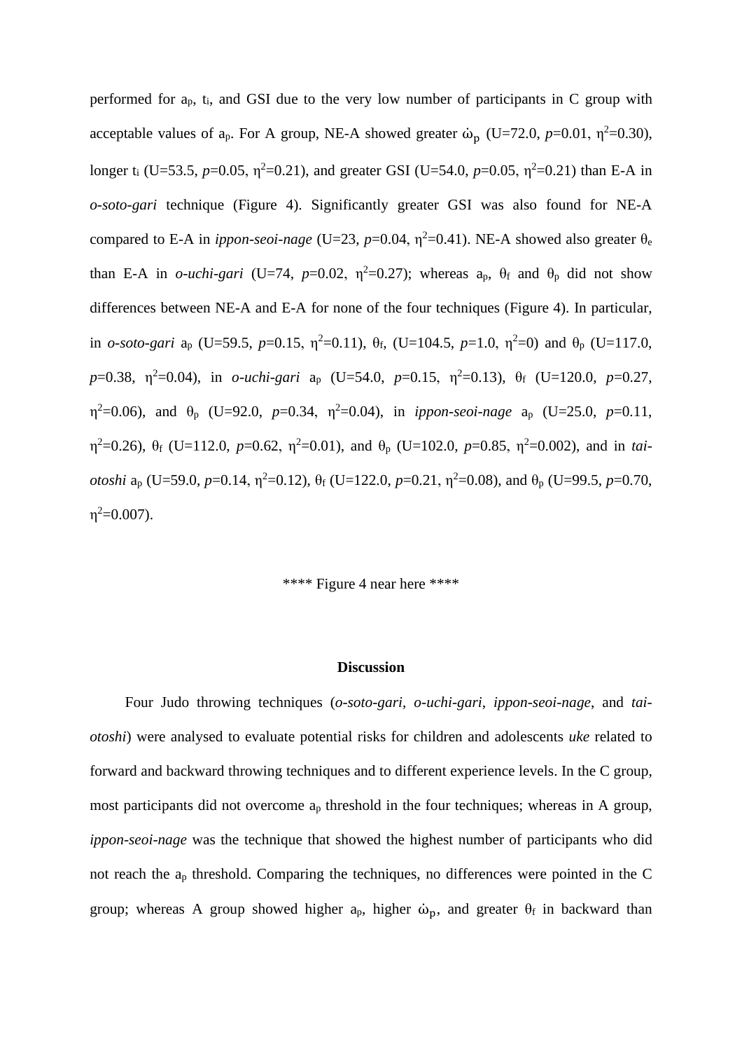performed for $a_p$, $t_i$, and GSI due to the very low number of participants in C group with acceptable values of $a_p$. For A group, NE-A showed greater $\dot{\omega}_p$ (U=72.0, $p$=0.01, $\eta^2$=0.30), longer $t_i$ (U=53.5, $p$=0.05, $\eta^2$=0.21), and greater GSI (U=54.0, $p$=0.05, $\eta^2$=0.21) than E-A in *o-soto-gari* technique (Figure 4). Significantly greater GSI was also found for NE-A compared to E-A in *ippon-seoi-nage* (U=23, $p$=0.04, $\eta^2$=0.41). NE-A showed also greater $\theta_e$ than E-A in *o-uchi-gari* (U=74, $p$=0.02, $\eta^2$=0.27); whereas $a_p$, $\theta_f$ and $\theta_p$ did not show differences between NE-A and E-A for none of the four techniques (Figure 4). In particular, in *o-soto-gari* $a_p$ (U=59.5, $p$=0.15, $\eta^2$=0.11), $\theta_f$, (U=104.5, $p$=1.0, $\eta^2$=0) and $\theta_p$ (U=117.0, $p$=0.38, $\eta^2$=0.04), in *o-uchi-gari* $a_p$ (U=54.0, $p$=0.15, $\eta^2$=0.13), $\theta_f$ (U=120.0, $p$=0.27, $\eta^2$=0.06), and $\theta_p$ (U=92.0, $p$=0.34, $\eta^2$=0.04), in *ippon-seoi-nage* $a_p$ (U=25.0, $p$=0.11, $\eta^2$=0.26), $\theta_f$ (U=112.0, $p$=0.62, $\eta^2$=0.01), and $\theta_p$ (U=102.0, $p$=0.85, $\eta^2$=0.002), and in *tai-otoshi* $a_p$ (U=59.0, $p$=0.14, $\eta^2$=0.12), $\theta_f$ (U=122.0, $p$=0.21, $\eta^2$=0.08), and $\theta_p$ (U=99.5, $p$=0.70, $\eta^2$=0.007).

**** Figure 4 near here ****

## Discussion

Four Judo throwing techniques (*o-soto-gari*, *o-uchi-gari*, *ippon-seoi-nage*, and *tai-otoshi*) were analysed to evaluate potential risks for children and adolescents *uke* related to forward and backward throwing techniques and to different experience levels. In the C group, most participants did not overcome $a_p$ threshold in the four techniques; whereas in A group, *ippon-seoi-nage* was the technique that showed the highest number of participants who did not reach the $a_p$ threshold. Comparing the techniques, no differences were pointed in the C group; whereas A group showed higher $a_p$, higher $\dot{\omega}_p$, and greater $\theta_f$ in backward than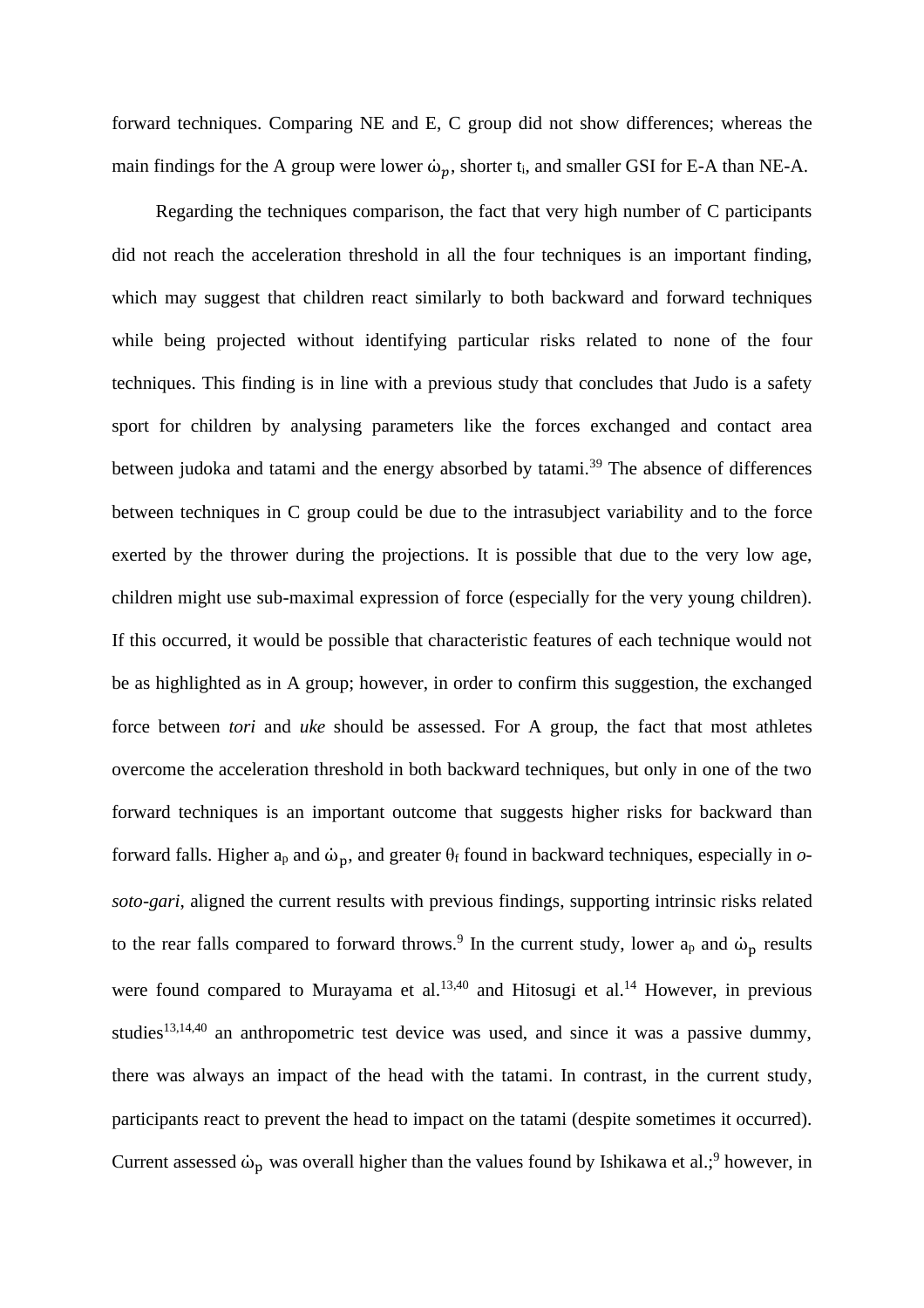forward techniques. Comparing NE and E, C group did not show differences; whereas the main findings for the A group were lower $\dot{\omega}_p$, shorter $t_i$, and smaller GSI for E-A than NE-A.

Regarding the techniques comparison, the fact that very high number of C participants did not reach the acceleration threshold in all the four techniques is an important finding, which may suggest that children react similarly to both backward and forward techniques while being projected without identifying particular risks related to none of the four techniques. This finding is in line with a previous study that concludes that Judo is a safety sport for children by analysing parameters like the forces exchanged and contact area between judoka and tatami and the energy absorbed by tatami.[39] The absence of differences between techniques in C group could be due to the intrasubject variability and to the force exerted by the thrower during the projections. It is possible that due to the very low age, children might use sub-maximal expression of force (especially for the very young children). If this occurred, it would be possible that characteristic features of each technique would not be as highlighted as in A group; however, in order to confirm this suggestion, the exchanged force between *tori* and *uke* should be assessed. For A group, the fact that most athletes overcome the acceleration threshold in both backward techniques, but only in one of the two forward techniques is an important outcome that suggests higher risks for backward than forward falls. Higher $a_p$ and $\dot{\omega}_p$, and greater $\theta_f$ found in backward techniques, especially in *o-soto-gari*, aligned the current results with previous findings, supporting intrinsic risks related to the rear falls compared to forward throws.[9] In the current study, lower $a_p$ and $\dot{\omega}_p$ results were found compared to Murayama et al.[13,40] and Hitosugi et al.[14] However, in previous studies[13,14,40] an anthropometric test device was used, and since it was a passive dummy, there was always an impact of the head with the tatami. In contrast, in the current study, participants react to prevent the head to impact on the tatami (despite sometimes it occurred). Current assessed $\dot{\omega}_p$ was overall higher than the values found by Ishikawa et al.;[9] however, in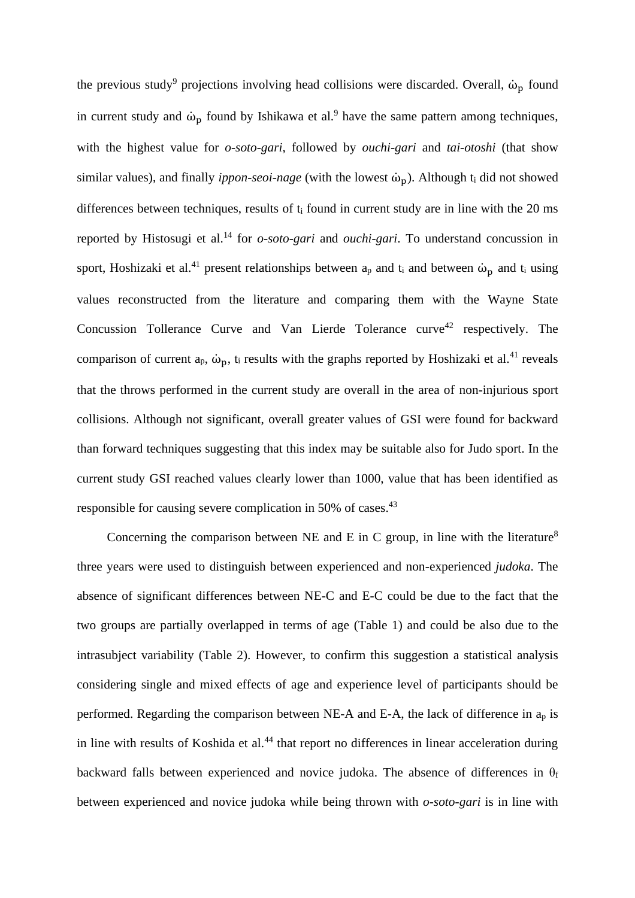the previous study[9] projections involving head collisions were discarded. Overall, $\dot{\omega}_p$ found in current study and $\dot{\omega}_p$ found by Ishikawa et al.[9] have the same pattern among techniques, with the highest value for *o-soto-gari*, followed by *ouchi-gari* and *tai-otoshi* (that show similar values), and finally *ippon-seoi-nage* (with the lowest $\dot{\omega}_p$). Although $t_i$ did not showed differences between techniques, results of $t_i$ found in current study are in line with the 20 ms reported by Histosugi et al.[14] for *o-soto-gari* and *ouchi-gari*. To understand concussion in sport, Hoshizaki et al.[41] present relationships between $a_p$ and $t_i$ and between $\dot{\omega}_p$ and $t_i$ using values reconstructed from the literature and comparing them with the Wayne State Concussion Tollerance Curve and Van Lierde Tolerance curve[42] respectively. The comparison of current $a_p$, $\dot{\omega}_p$, $t_i$ results with the graphs reported by Hoshizaki et al.[41] reveals that the throws performed in the current study are overall in the area of non-injurious sport collisions. Although not significant, overall greater values of GSI were found for backward than forward techniques suggesting that this index may be suitable also for Judo sport. In the current study GSI reached values clearly lower than 1000, value that has been identified as responsible for causing severe complication in 50% of cases.[43]

Concerning the comparison between NE and E in C group, in line with the literature[8] three years were used to distinguish between experienced and non-experienced *judoka*. The absence of significant differences between NE-C and E-C could be due to the fact that the two groups are partially overlapped in terms of age (Table 1) and could be also due to the intrasubject variability (Table 2). However, to confirm this suggestion a statistical analysis considering single and mixed effects of age and experience level of participants should be performed. Regarding the comparison between NE-A and E-A, the lack of difference in $a_p$ is in line with results of Koshida et al.[44] that report no differences in linear acceleration during backward falls between experienced and novice judoka. The absence of differences in $\theta_f$ between experienced and novice judoka while being thrown with *o-soto-gari* is in line with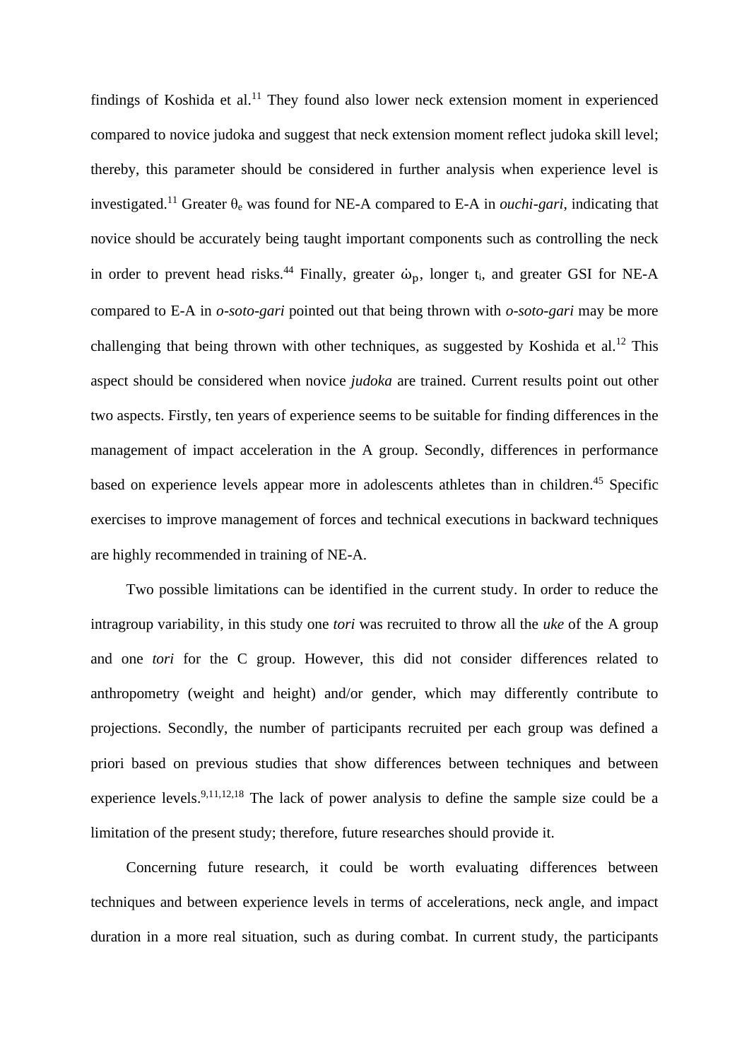findings of Koshida et al.[11] They found also lower neck extension moment in experienced compared to novice judoka and suggest that neck extension moment reflect judoka skill level; thereby, this parameter should be considered in further analysis when experience level is investigated.[11] Greater $\theta_e$ was found for NE-A compared to E-A in *ouchi-gari*, indicating that novice should be accurately being taught important components such as controlling the neck in order to prevent head risks.[44] Finally, greater $\dot{\omega}_p$, longer $t_i$, and greater GSI for NE-A compared to E-A in *o-soto-gari* pointed out that being thrown with *o-soto-gari* may be more challenging that being thrown with other techniques, as suggested by Koshida et al.[12] This aspect should be considered when novice *judoka* are trained. Current results point out other two aspects. Firstly, ten years of experience seems to be suitable for finding differences in the management of impact acceleration in the A group. Secondly, differences in performance based on experience levels appear more in adolescents athletes than in children.[45] Specific exercises to improve management of forces and technical executions in backward techniques are highly recommended in training of NE-A.

Two possible limitations can be identified in the current study. In order to reduce the intragroup variability, in this study one *tori* was recruited to throw all the *uke* of the A group and one *tori* for the C group. However, this did not consider differences related to anthropometry (weight and height) and/or gender, which may differently contribute to projections. Secondly, the number of participants recruited per each group was defined a priori based on previous studies that show differences between techniques and between experience levels.[9,11,12,18] The lack of power analysis to define the sample size could be a limitation of the present study; therefore, future researches should provide it.

Concerning future research, it could be worth evaluating differences between techniques and between experience levels in terms of accelerations, neck angle, and impact duration in a more real situation, such as during combat. In current study, the participants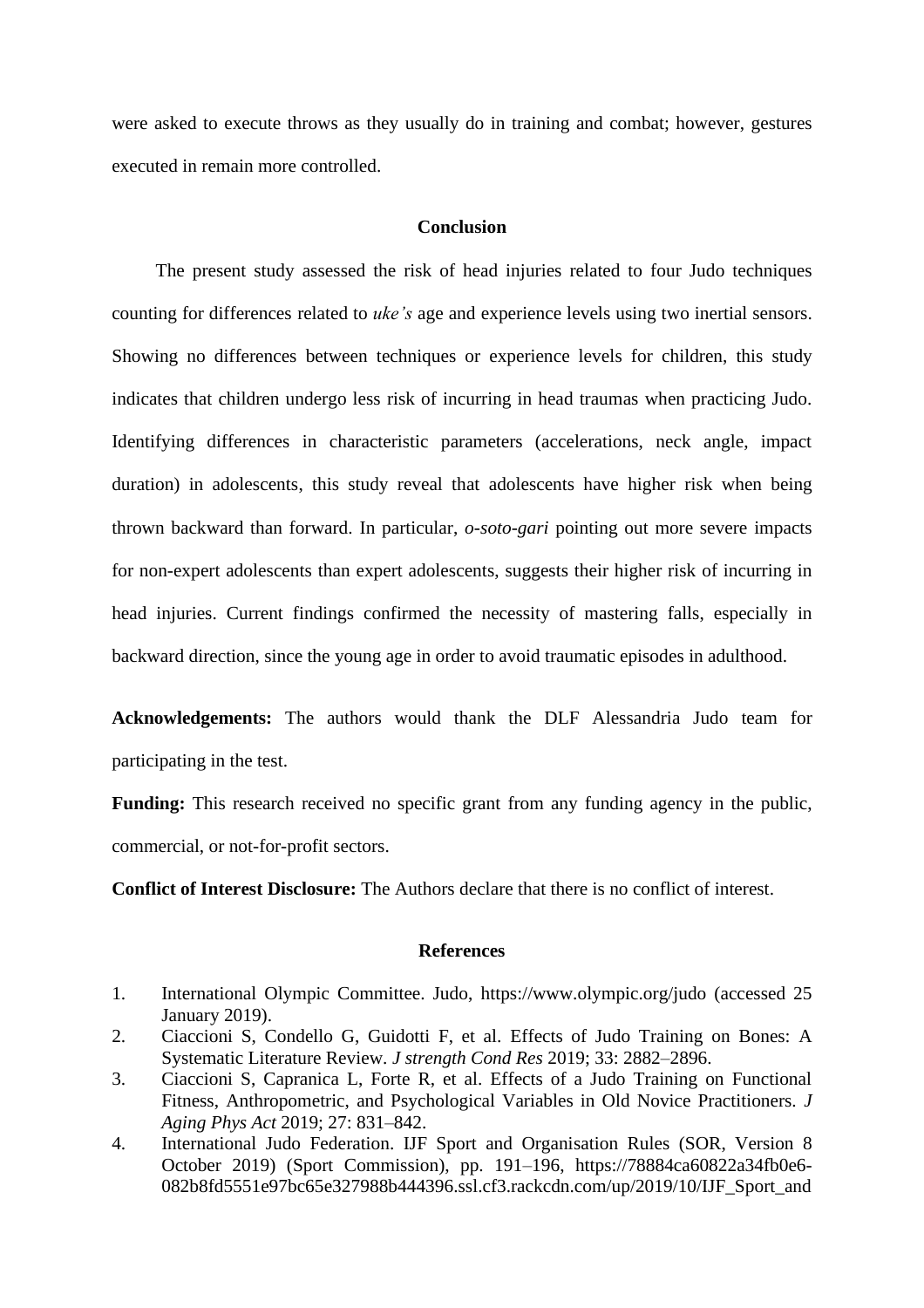were asked to execute throws as they usually do in training and combat; however, gestures executed in remain more controlled.

## Conclusion

The present study assessed the risk of head injuries related to four Judo techniques counting for differences related to *uke's* age and experience levels using two inertial sensors. Showing no differences between techniques or experience levels for children, this study indicates that children undergo less risk of incurring in head traumas when practicing Judo. Identifying differences in characteristic parameters (accelerations, neck angle, impact duration) in adolescents, this study reveal that adolescents have higher risk when being thrown backward than forward. In particular, *o-soto-gari* pointing out more severe impacts for non-expert adolescents than expert adolescents, suggests their higher risk of incurring in head injuries. Current findings confirmed the necessity of mastering falls, especially in backward direction, since the young age in order to avoid traumatic episodes in adulthood.

**Acknowledgements:** The authors would thank the DLF Alessandria Judo team for participating in the test.

**Funding:** This research received no specific grant from any funding agency in the public, commercial, or not-for-profit sectors.

**Conflict of Interest Disclosure:** The Authors declare that there is no conflict of interest.

## References

1. International Olympic Committee. Judo, https://www.olympic.org/judo (accessed 25 January 2019).
2. Ciaccioni S, Condello G, Guidotti F, et al. Effects of Judo Training on Bones: A Systematic Literature Review. *J strength Cond Res* 2019; 33: 2882–2896.
3. Ciaccioni S, Capranica L, Forte R, et al. Effects of a Judo Training on Functional Fitness, Anthropometric, and Psychological Variables in Old Novice Practitioners. *J Aging Phys Act* 2019; 27: 831–842.
4. International Judo Federation. IJF Sport and Organisation Rules (SOR, Version 8 October 2019) (Sport Commission), pp. 191–196, https://78884ca60822a34fb0e6-082b8fd5551e97bc65e327988b444396.ssl.cf3.rackcdn.com/up/2019/10/IJF_Sport_and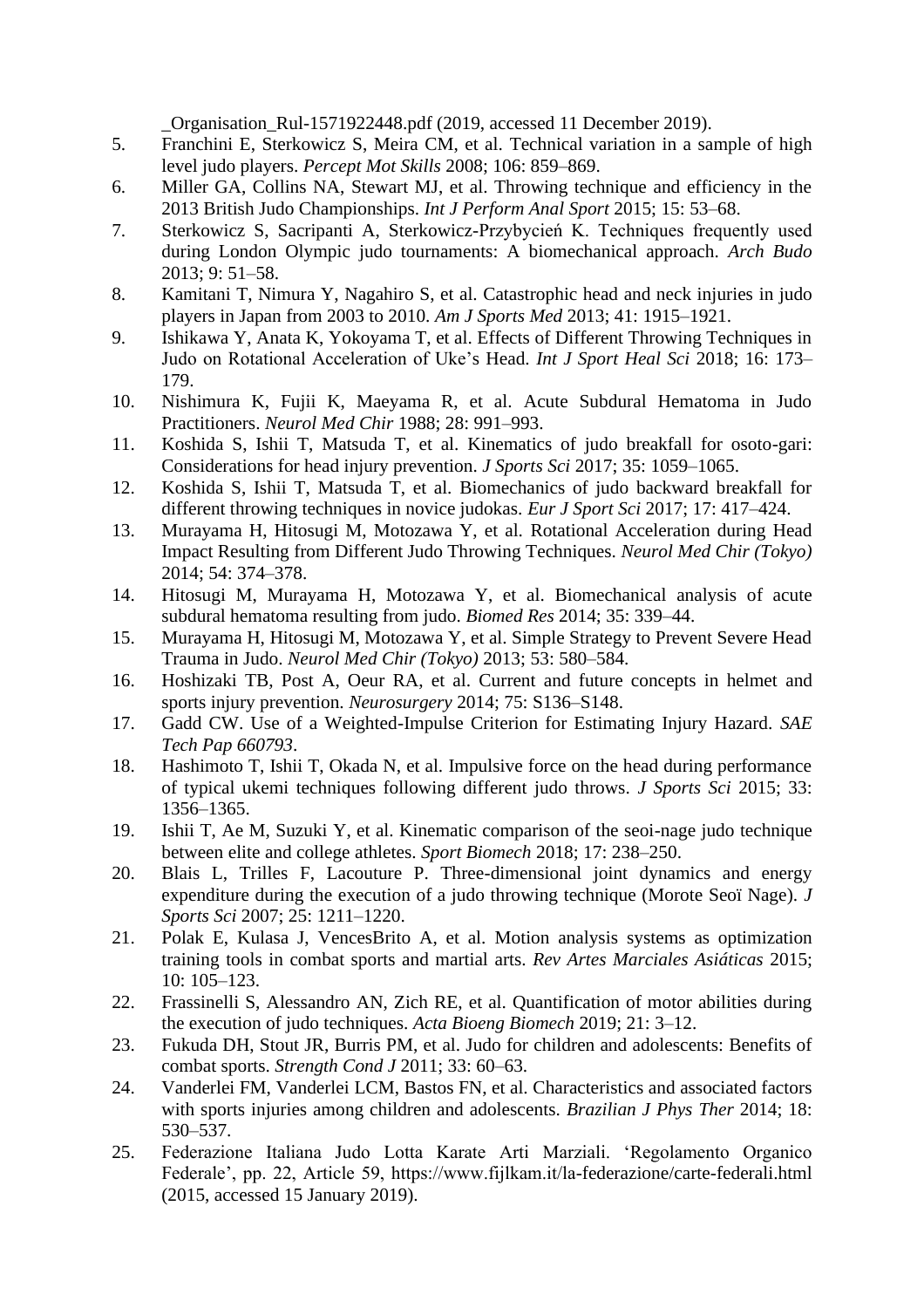_Organisation_Rul-1571922448.pdf (2019, accessed 11 December 2019).

5. Franchini E, Sterkowicz S, Meira CM, et al. Technical variation in a sample of high level judo players. *Percept Mot Skills* 2008; 106: 859–869.
6. Miller GA, Collins NA, Stewart MJ, et al. Throwing technique and efficiency in the 2013 British Judo Championships. *Int J Perform Anal Sport* 2015; 15: 53–68.
7. Sterkowicz S, Sacripanti A, Sterkowicz-Przybycień K. Techniques frequently used during London Olympic judo tournaments: A biomechanical approach. *Arch Budo* 2013; 9: 51–58.
8. Kamitani T, Nimura Y, Nagahiro S, et al. Catastrophic head and neck injuries in judo players in Japan from 2003 to 2010. *Am J Sports Med* 2013; 41: 1915–1921.
9. Ishikawa Y, Anata K, Yokoyama T, et al. Effects of Different Throwing Techniques in Judo on Rotational Acceleration of Uke's Head. *Int J Sport Heal Sci* 2018; 16: 173–179.
10. Nishimura K, Fujii K, Maeyama R, et al. Acute Subdural Hematoma in Judo Practitioners. *Neurol Med Chir* 1988; 28: 991–993.
11. Koshida S, Ishii T, Matsuda T, et al. Kinematics of judo breakfall for osoto-gari: Considerations for head injury prevention. *J Sports Sci* 2017; 35: 1059–1065.
12. Koshida S, Ishii T, Matsuda T, et al. Biomechanics of judo backward breakfall for different throwing techniques in novice judokas. *Eur J Sport Sci* 2017; 17: 417–424.
13. Murayama H, Hitosugi M, Motozawa Y, et al. Rotational Acceleration during Head Impact Resulting from Different Judo Throwing Techniques. *Neurol Med Chir (Tokyo)* 2014; 54: 374–378.
14. Hitosugi M, Murayama H, Motozawa Y, et al. Biomechanical analysis of acute subdural hematoma resulting from judo. *Biomed Res* 2014; 35: 339–44.
15. Murayama H, Hitosugi M, Motozawa Y, et al. Simple Strategy to Prevent Severe Head Trauma in Judo. *Neurol Med Chir (Tokyo)* 2013; 53: 580–584.
16. Hoshizaki TB, Post A, Oeur RA, et al. Current and future concepts in helmet and sports injury prevention. *Neurosurgery* 2014; 75: S136–S148.
17. Gadd CW. Use of a Weighted-Impulse Criterion for Estimating Injury Hazard. *SAE Tech Pap 660793*.
18. Hashimoto T, Ishii T, Okada N, et al. Impulsive force on the head during performance of typical ukemi techniques following different judo throws. *J Sports Sci* 2015; 33: 1356–1365.
19. Ishii T, Ae M, Suzuki Y, et al. Kinematic comparison of the seoi-nage judo technique between elite and college athletes. *Sport Biomech* 2018; 17: 238–250.
20. Blais L, Trilles F, Lacouture P. Three-dimensional joint dynamics and energy expenditure during the execution of a judo throwing technique (Morote Seoï Nage). *J Sports Sci* 2007; 25: 1211–1220.
21. Polak E, Kulasa J, VencesBrito A, et al. Motion analysis systems as optimization training tools in combat sports and martial arts. *Rev Artes Marciales Asiáticas* 2015; 10: 105–123.
22. Frassinelli S, Alessandro AN, Zich RE, et al. Quantification of motor abilities during the execution of judo techniques. *Acta Bioeng Biomech* 2019; 21: 3–12.
23. Fukuda DH, Stout JR, Burris PM, et al. Judo for children and adolescents: Benefits of combat sports. *Strength Cond J* 2011; 33: 60–63.
24. Vanderlei FM, Vanderlei LCM, Bastos FN, et al. Characteristics and associated factors with sports injuries among children and adolescents. *Brazilian J Phys Ther* 2014; 18: 530–537.
25. Federazione Italiana Judo Lotta Karate Arti Marziali. 'Regolamento Organico Federale', pp. 22, Article 59, https://www.fijlkam.it/la-federazione/carte-federali.html (2015, accessed 15 January 2019).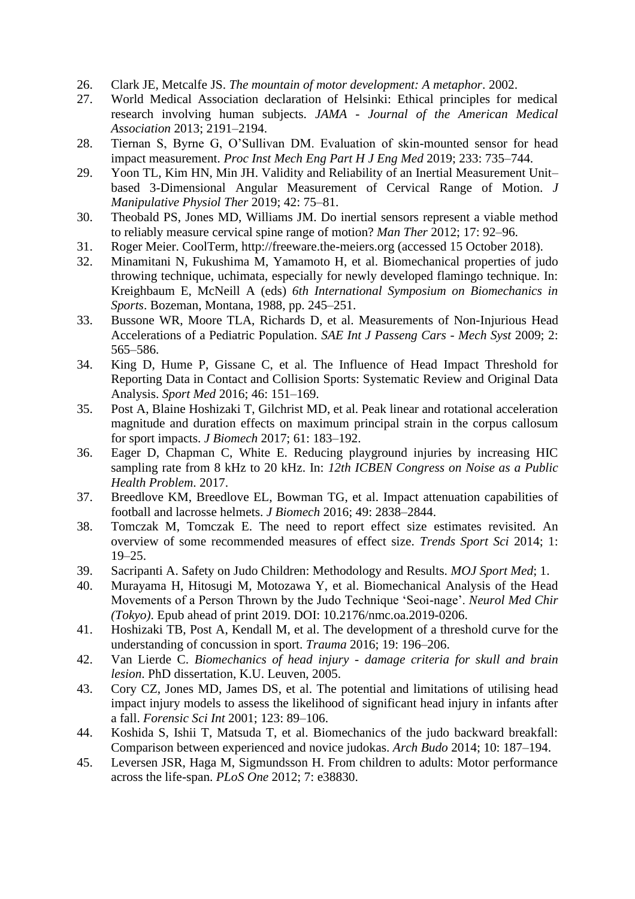26. Clark JE, Metcalfe JS. *The mountain of motor development: A metaphor*. 2002.
27. World Medical Association declaration of Helsinki: Ethical principles for medical research involving human subjects. *JAMA - Journal of the American Medical Association* 2013; 2191–2194.
28. Tiernan S, Byrne G, O'Sullivan DM. Evaluation of skin-mounted sensor for head impact measurement. *Proc Inst Mech Eng Part H J Eng Med* 2019; 233: 735–744.
29. Yoon TL, Kim HN, Min JH. Validity and Reliability of an Inertial Measurement Unit–based 3-Dimensional Angular Measurement of Cervical Range of Motion. *J Manipulative Physiol Ther* 2019; 42: 75–81.
30. Theobald PS, Jones MD, Williams JM. Do inertial sensors represent a viable method to reliably measure cervical spine range of motion? *Man Ther* 2012; 17: 92–96.
31. Roger Meier. CoolTerm, http://freeware.the-meiers.org (accessed 15 October 2018).
32. Minamitani N, Fukushima M, Yamamoto H, et al. Biomechanical properties of judo throwing technique, uchimata, especially for newly developed flamingo technique. In: Kreighbaum E, McNeill A (eds) *6th International Symposium on Biomechanics in Sports*. Bozeman, Montana, 1988, pp. 245–251.
33. Bussone WR, Moore TLA, Richards D, et al. Measurements of Non-Injurious Head Accelerations of a Pediatric Population. *SAE Int J Passeng Cars - Mech Syst* 2009; 2: 565–586.
34. King D, Hume P, Gissane C, et al. The Influence of Head Impact Threshold for Reporting Data in Contact and Collision Sports: Systematic Review and Original Data Analysis. *Sport Med* 2016; 46: 151–169.
35. Post A, Blaine Hoshizaki T, Gilchrist MD, et al. Peak linear and rotational acceleration magnitude and duration effects on maximum principal strain in the corpus callosum for sport impacts. *J Biomech* 2017; 61: 183–192.
36. Eager D, Chapman C, White E. Reducing playground injuries by increasing HIC sampling rate from 8 kHz to 20 kHz. In: *12th ICBEN Congress on Noise as a Public Health Problem*. 2017.
37. Breedlove KM, Breedlove EL, Bowman TG, et al. Impact attenuation capabilities of football and lacrosse helmets. *J Biomech* 2016; 49: 2838–2844.
38. Tomczak M, Tomczak E. The need to report effect size estimates revisited. An overview of some recommended measures of effect size. *Trends Sport Sci* 2014; 1: 19–25.
39. Sacripanti A. Safety on Judo Children: Methodology and Results. *MOJ Sport Med*; 1.
40. Murayama H, Hitosugi M, Motozawa Y, et al. Biomechanical Analysis of the Head Movements of a Person Thrown by the Judo Technique 'Seoi-nage'. *Neurol Med Chir (Tokyo)*. Epub ahead of print 2019. DOI: 10.2176/nmc.oa.2019-0206.
41. Hoshizaki TB, Post A, Kendall M, et al. The development of a threshold curve for the understanding of concussion in sport. *Trauma* 2016; 19: 196–206.
42. Van Lierde C. *Biomechanics of head injury - damage criteria for skull and brain lesion*. PhD dissertation, K.U. Leuven, 2005.
43. Cory CZ, Jones MD, James DS, et al. The potential and limitations of utilising head impact injury models to assess the likelihood of significant head injury in infants after a fall. *Forensic Sci Int* 2001; 123: 89–106.
44. Koshida S, Ishii T, Matsuda T, et al. Biomechanics of the judo backward breakfall: Comparison between experienced and novice judokas. *Arch Budo* 2014; 10: 187–194.
45. Leversen JSR, Haga M, Sigmundsson H. From children to adults: Motor performance across the life-span. *PLoS One* 2012; 7: e38830.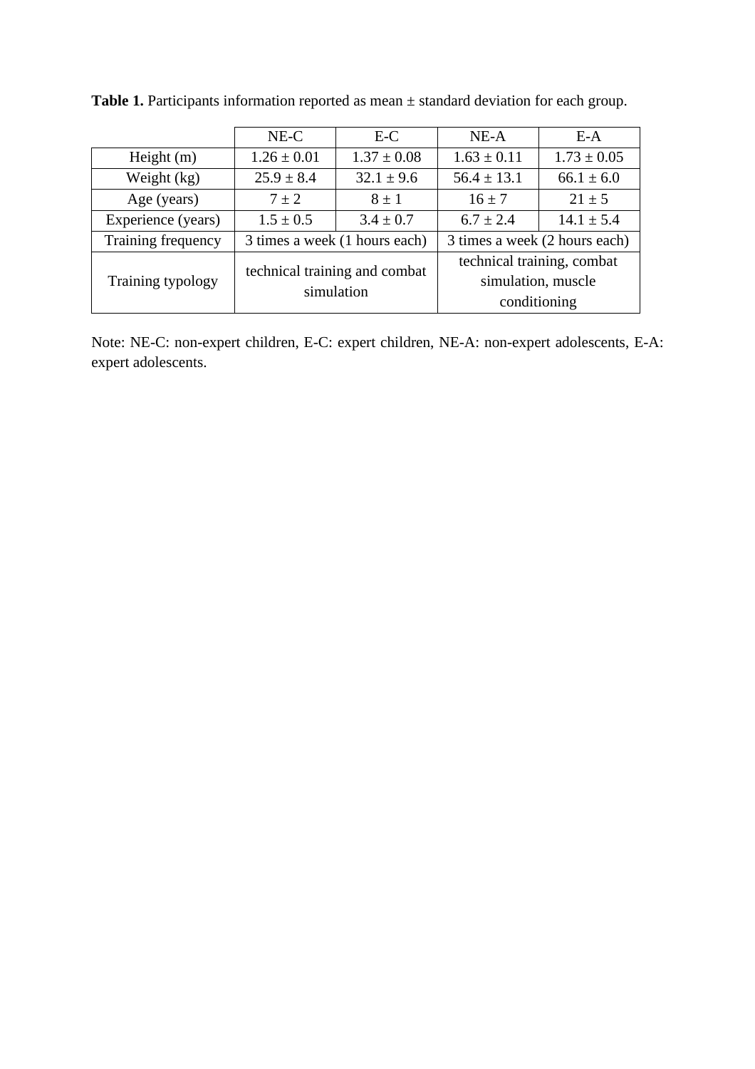**Table 1.** Participants information reported as mean ± standard deviation for each group.

| | NE-C | E-C | NE-A | E-A |
|---|---|---|---|---|
| Height (m) | 1.26 ± 0.01 | 1.37 ± 0.08 | 1.63 ± 0.11 | 1.73 ± 0.05 |
| Weight (kg) | 25.9 ± 8.4 | 32.1 ± 9.6 | 56.4 ± 13.1 | 66.1 ± 6.0 |
| Age (years) | 7 ± 2 | 8 ± 1 | 16 ± 7 | 21 ± 5 |
| Experience (years) | 1.5 ± 0.5 | 3.4 ± 0.7 | 6.7 ± 2.4 | 14.1 ± 5.4 |
| Training frequency | 3 times a week (1 hours each) | | 3 times a week (2 hours each) | |
| Training typology | technical training and combat simulation | | technical training, combat simulation, muscle conditioning | |

Note: NE-C: non-expert children, E-C: expert children, NE-A: non-expert adolescents, E-A: expert adolescents.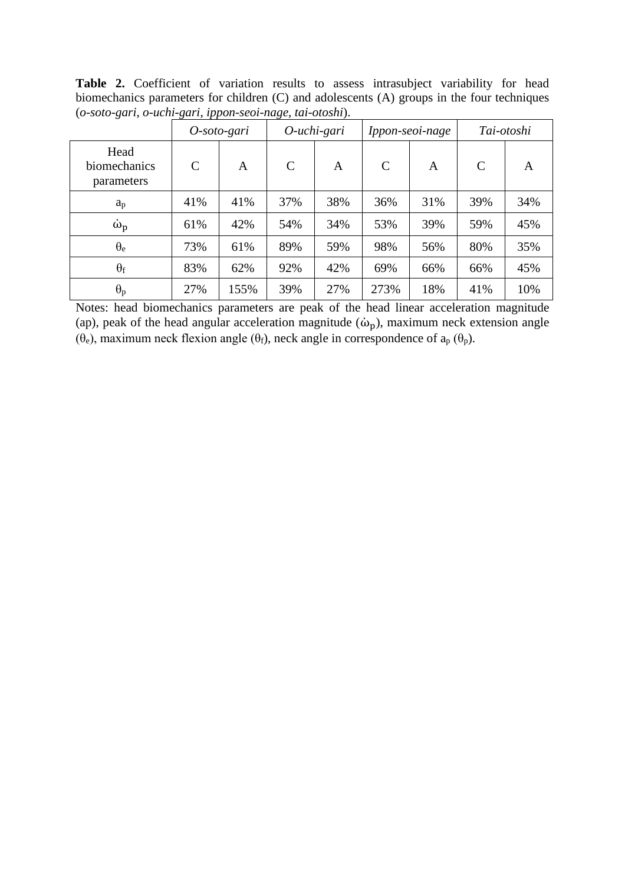**Table 2.** Coefficient of variation results to assess intrasubject variability for head biomechanics parameters for children (C) and adolescents (A) groups in the four techniques (*o-soto-gari*, *o-uchi-gari*, *ippon-seoi-nage*, *tai-otoshi*).

| | *O-soto-gari* | | *O-uchi-gari* | | *Ippon-seoi-nage* | | *Tai-otoshi* | |
|---|---|---|---|---|---|---|---|---|
| Head biomechanics parameters | C | A | C | A | C | A | C | A |
| $a_p$ | 41% | 41% | 37% | 38% | 36% | 31% | 39% | 34% |
| $\dot{\omega}_p$ | 61% | 42% | 54% | 34% | 53% | 39% | 59% | 45% |
| $\theta_e$ | 73% | 61% | 89% | 59% | 98% | 56% | 80% | 35% |
| $\theta_f$ | 83% | 62% | 92% | 42% | 69% | 66% | 66% | 45% |
| $\theta_p$ | 27% | 155% | 39% | 27% | 273% | 18% | 41% | 10% |

Notes: head biomechanics parameters are peak of the head linear acceleration magnitude (ap), peak of the head angular acceleration magnitude ($\dot{\omega}_p$), maximum neck extension angle ($\theta_e$), maximum neck flexion angle ($\theta_f$), neck angle in correspondence of $a_p$ ($\theta_p$).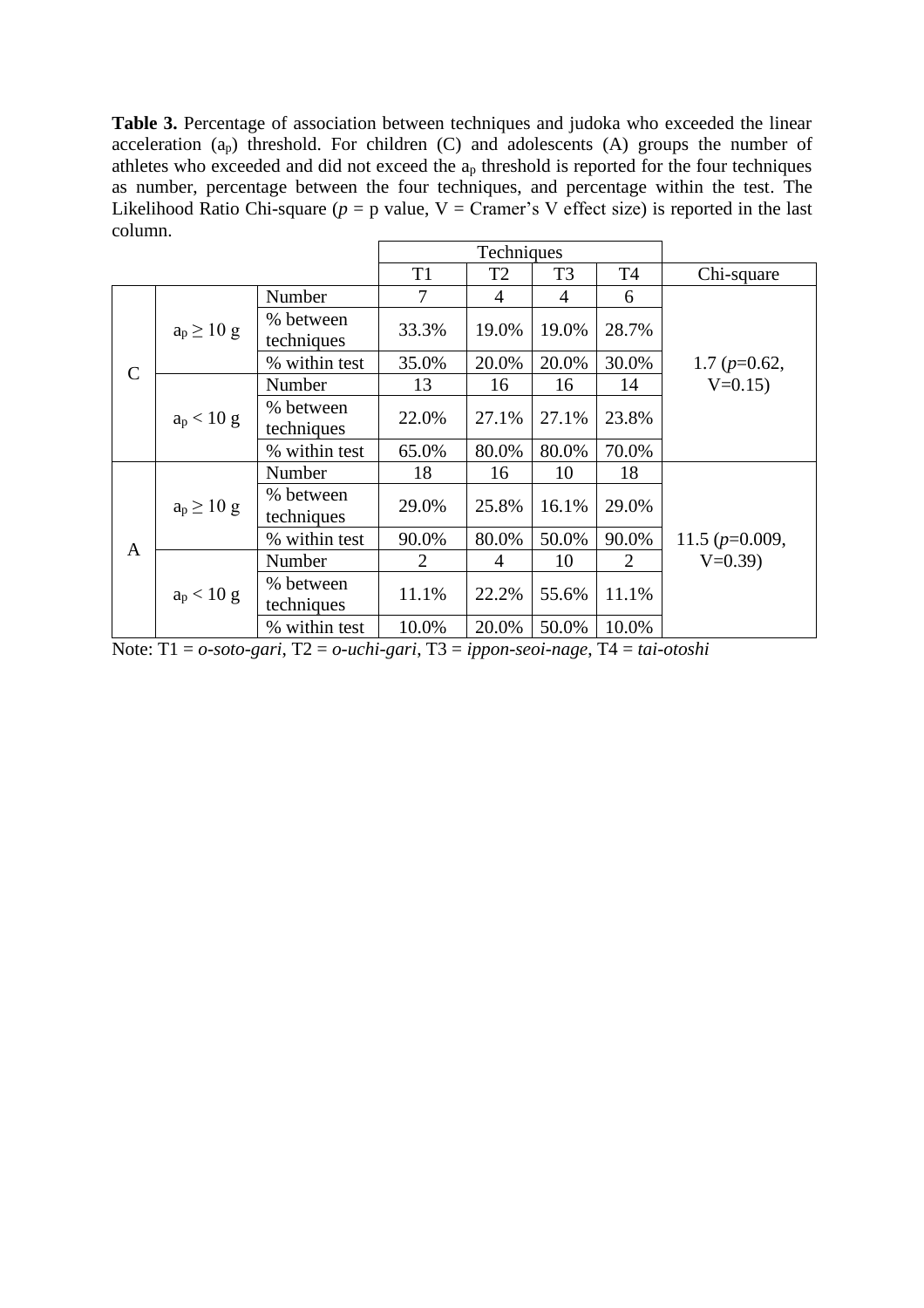**Table 3.** Percentage of association between techniques and judoka who exceeded the linear acceleration ($a_p$) threshold. For children (C) and adolescents (A) groups the number of athletes who exceeded and did not exceed the $a_p$ threshold is reported for the four techniques as number, percentage between the four techniques, and percentage within the test. The Likelihood Ratio Chi-square ($p$ = p value, V = Cramer's V effect size) is reported in the last column.

| | | | Techniques | | | | |
|---|---|---|---|---|---|---|---|
| | | | T1 | T2 | T3 | T4 | Chi-square |
| C | $a_p \geq 10$ g | Number | 7 | 4 | 4 | 6 | 1.7 ($p$=0.62, V=0.15) |
| | | % between techniques | 33.3% | 19.0% | 19.0% | 28.7% | |
| | | % within test | 35.0% | 20.0% | 20.0% | 30.0% | |
| | $a_p < 10$ g | Number | 13 | 16 | 16 | 14 | |
| | | % between techniques | 22.0% | 27.1% | 27.1% | 23.8% | |
| | | % within test | 65.0% | 80.0% | 80.0% | 70.0% | |
| A | $a_p \geq 10$ g | Number | 18 | 16 | 10 | 18 | 11.5 ($p$=0.009, V=0.39) |
| | | % between techniques | 29.0% | 25.8% | 16.1% | 29.0% | |
| | | % within test | 90.0% | 80.0% | 50.0% | 90.0% | |
| | $a_p < 10$ g | Number | 2 | 4 | 10 | 2 | |
| | | % between techniques | 11.1% | 22.2% | 55.6% | 11.1% | |
| | | % within test | 10.0% | 20.0% | 50.0% | 10.0% | |

Note: T1 = *o-soto-gari*, T2 = *o-uchi-gari*, T3 = *ippon-seoi-nage*, T4 = *tai-otoshi*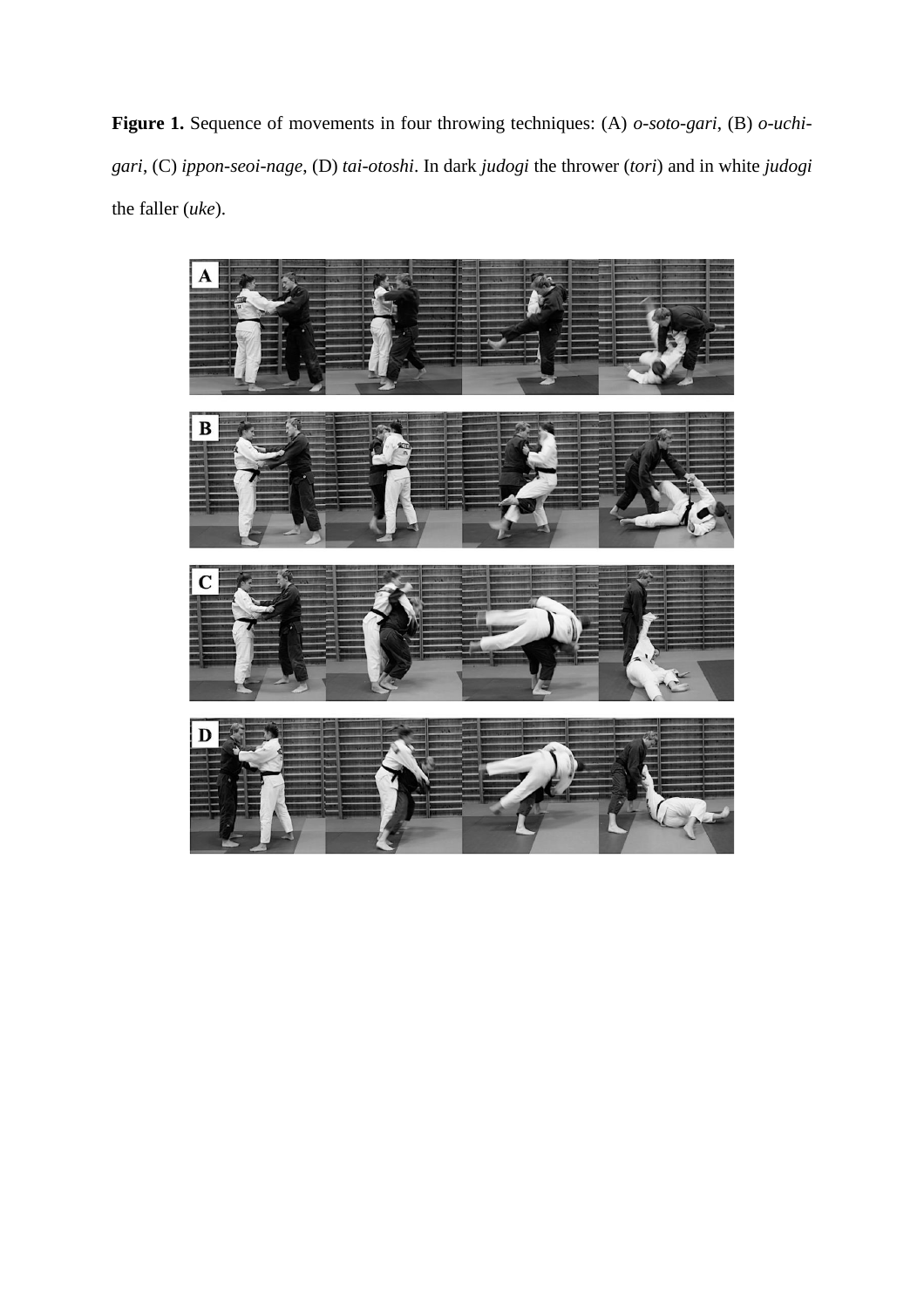**Figure 1.** Sequence of movements in four throwing techniques: (A) *o-soto-gari*, (B) *o-uchi-gari*, (C) *ippon-seoi-nage*, (D) *tai-otoshi*. In dark *judogi* the thrower (*tori*) and in white *judogi* the faller (*uke*).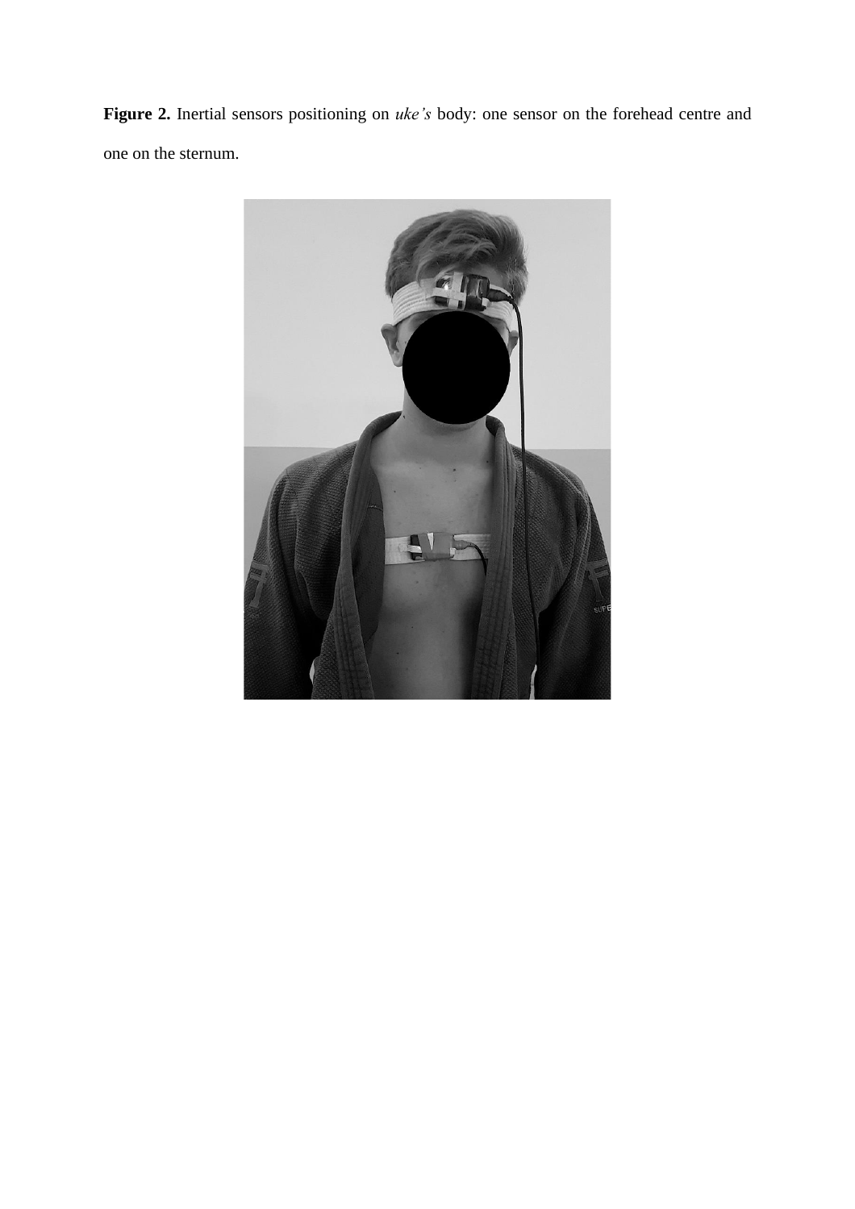**Figure 2.** Inertial sensors positioning on *uke's* body: one sensor on the forehead centre and one on the sternum.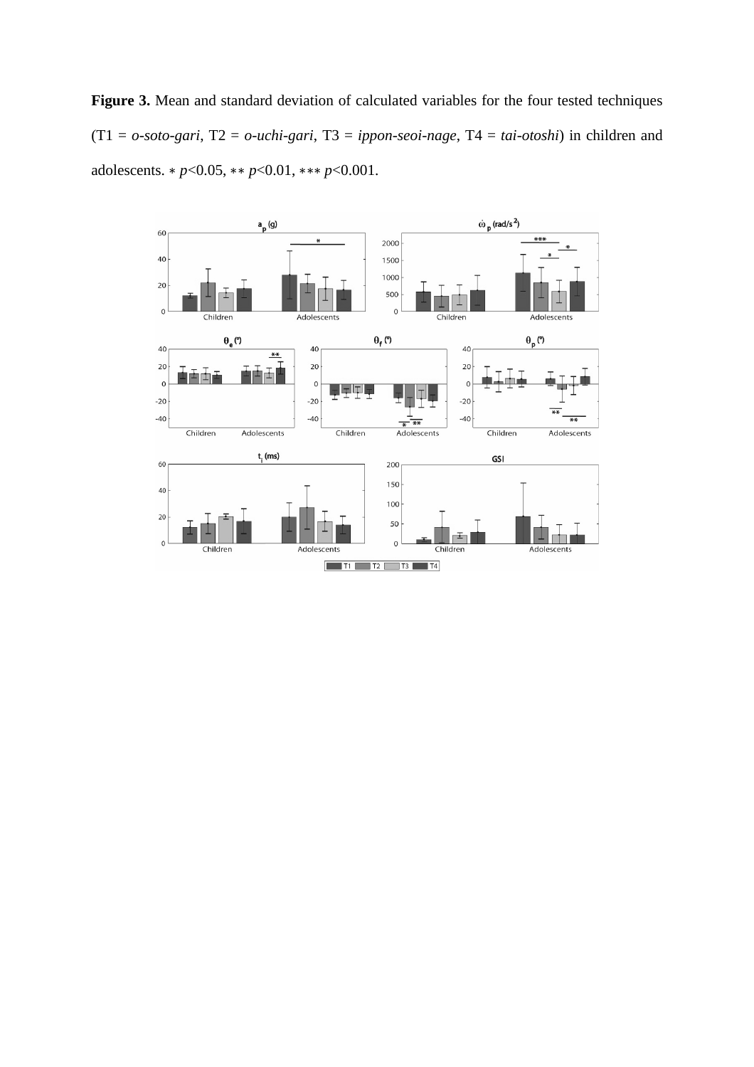**Figure 3.** Mean and standard deviation of calculated variables for the four tested techniques (T1 = *o-soto-gari*, T2 = *o-uchi-gari*, T3 = *ippon-seoi-nage*, T4 = *tai-otoshi*) in children and adolescents. ∗ $p<0.05$, ∗∗ $p<0.01$, ∗∗∗ $p<0.001$.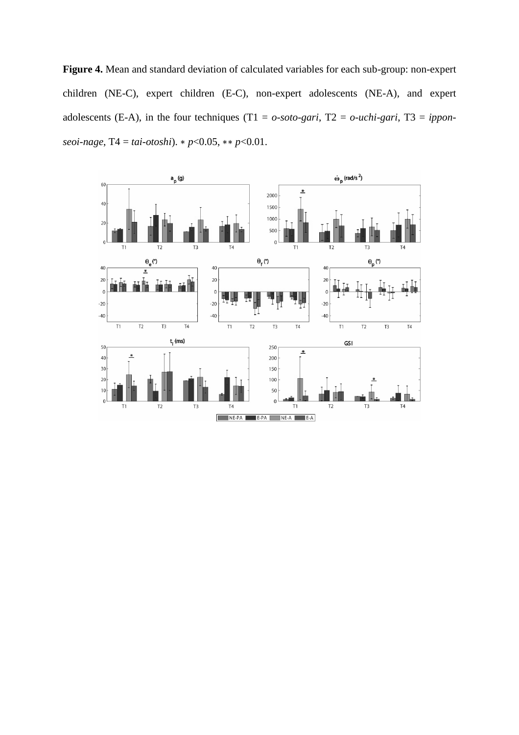**Figure 4.** Mean and standard deviation of calculated variables for each sub-group: non-expert children (NE-C), expert children (E-C), non-expert adolescents (NE-A), and expert adolescents (E-A), in the four techniques (T1 = *o-soto-gari*, T2 = *o-uchi-gari*, T3 = *ippon-seoi-nage*, T4 = *tai-otoshi*). $*$ $p$<0.05, $**$ $p$<0.01.

$a_p$ (g)

$\dot{\omega}_p$ (rad/s$^2$)

$\theta_e$ (°)

$\theta_f$ (°)

$\theta_p$ (°)

$t_I$ (ms)

GSI

T1 T2 T3 T4

NE-PA E-PA NE-A E-A